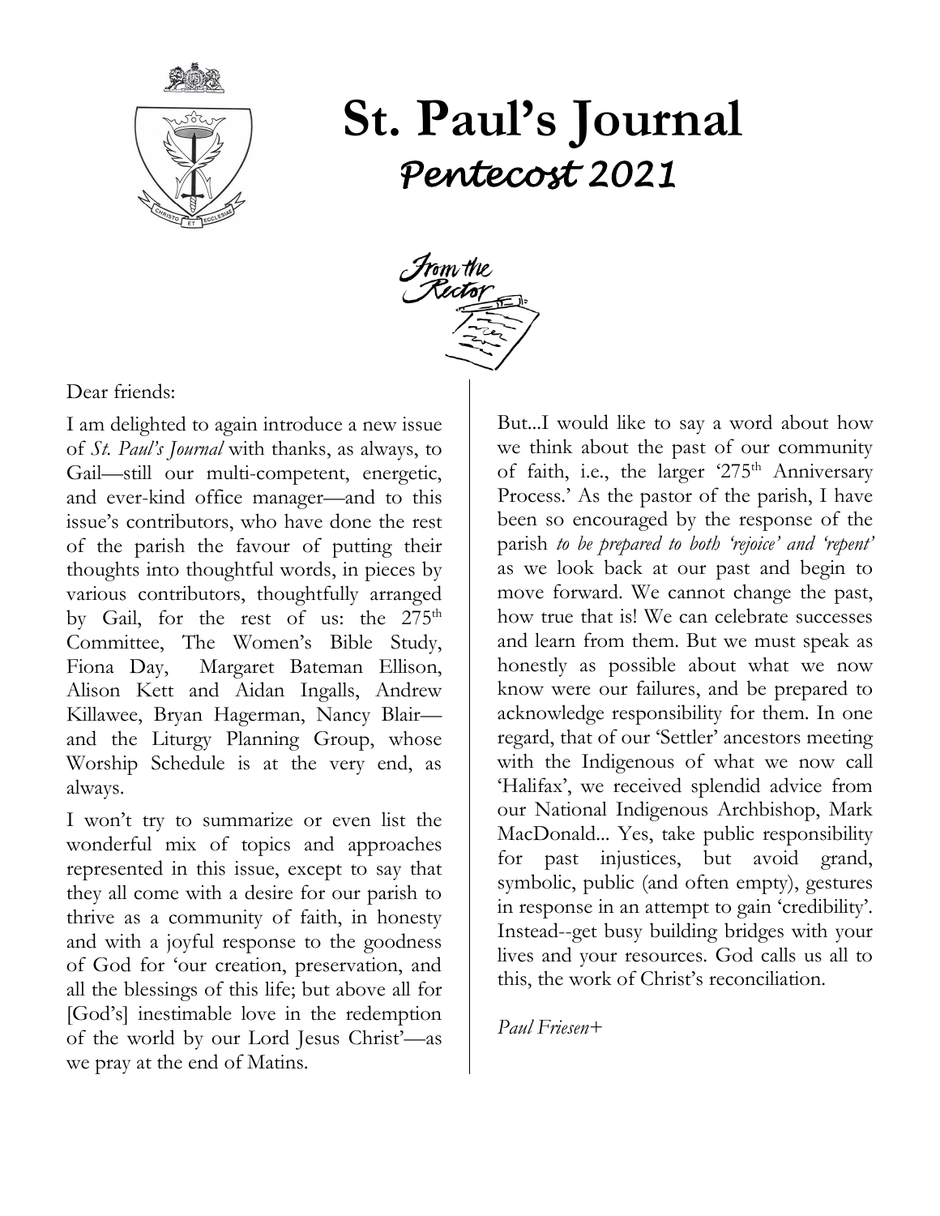# St. Paul's Journal

## *Pentecost 2021*

### From the Rector

Dear friends:

I am delighted to again introduce a new issue of *St. Paul's Journal* with thanks, as always, to Gail—still our multi-competent, energetic, and ever-kind office manager—and to this issue's contributors, who have done the rest of the parish the favour of putting their thoughts into thoughtful words, in pieces by various contributors, thoughtfully arranged by Gail, for the rest of us: the 275th Committee, The Women's Bible Study, Fiona Day, Margaret Bateman Ellison, Alison Kett and Aidan Ingalls, Andrew Killawee, Bryan Hagerman, Nancy Blair—and the Liturgy Planning Group, whose Worship Schedule is at the very end, as always.

I won't try to summarize or even list the wonderful mix of topics and approaches represented in this issue, except to say that they all come with a desire for our parish to thrive as a community of faith, in honesty and with a joyful response to the goodness of God for 'our creation, preservation, and all the blessings of this life; but above all for [God's] inestimable love in the redemption of the world by our Lord Jesus Christ'—as we pray at the end of Matins.

But...I would like to say a word about how we think about the past of our community of faith, i.e., the larger '275th Anniversary Process.' As the pastor of the parish, I have been so encouraged by the response of the parish *to be prepared to both 'rejoice' and 'repent'* as we look back at our past and begin to move forward. We cannot change the past, how true that is! We can celebrate successes and learn from them. But we must speak as honestly as possible about what we now know were our failures, and be prepared to acknowledge responsibility for them. In one regard, that of our 'Settler' ancestors meeting with the Indigenous of what we now call 'Halifax', we received splendid advice from our National Indigenous Archbishop, Mark MacDonald... Yes, take public responsibility for past injustices, but avoid grand, symbolic, public (and often empty), gestures in response in an attempt to gain 'credibility'. Instead--get busy building bridges with your lives and your resources. God calls us all to this, the work of Christ's reconciliation.

*Paul Friesen+*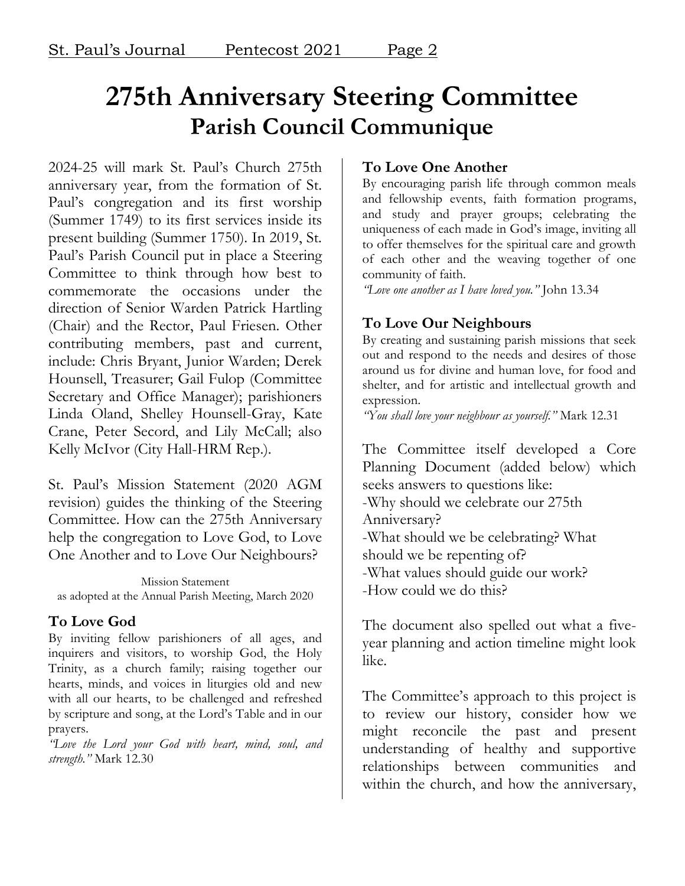# 275th Anniversary Steering Committee

## Parish Council Communique

2024-25 will mark St. Paul's Church 275th anniversary year, from the formation of St. Paul's congregation and its first worship (Summer 1749) to its first services inside its present building (Summer 1750). In 2019, St. Paul's Parish Council put in place a Steering Committee to think through how best to commemorate the occasions under the direction of Senior Warden Patrick Hartling (Chair) and the Rector, Paul Friesen. Other contributing members, past and current, include: Chris Bryant, Junior Warden; Derek Hounsell, Treasurer; Gail Fulop (Committee Secretary and Office Manager); parishioners Linda Oland, Shelley Hounsell-Gray, Kate Crane, Peter Secord, and Lily McCall; also Kelly McIvor (City Hall-HRM Rep.).

St. Paul's Mission Statement (2020 AGM revision) guides the thinking of the Steering Committee. How can the 275th Anniversary help the congregation to Love God, to Love One Another and to Love Our Neighbours?

Mission Statement
as adopted at the Annual Parish Meeting, March 2020

### To Love God

By inviting fellow parishioners of all ages, and inquirers and visitors, to worship God, the Holy Trinity, as a church family; raising together our hearts, minds, and voices in liturgies old and new with all our hearts, to be challenged and refreshed by scripture and song, at the Lord's Table and in our prayers.

*"Love the Lord your God with heart, mind, soul, and strength."* Mark 12.30

### To Love One Another

By encouraging parish life through common meals and fellowship events, faith formation programs, and study and prayer groups; celebrating the uniqueness of each made in God's image, inviting all to offer themselves for the spiritual care and growth of each other and the weaving together of one community of faith.

*"Love one another as I have loved you."* John 13.34

### To Love Our Neighbours

By creating and sustaining parish missions that seek out and respond to the needs and desires of those around us for divine and human love, for food and shelter, and for artistic and intellectual growth and expression.

*"You shall love your neighbour as yourself."* Mark 12.31

The Committee itself developed a Core Planning Document (added below) which seeks answers to questions like:

-Why should we celebrate our 275th Anniversary?
-What should we be celebrating? What should we be repenting of?
-What values should guide our work?
-How could we do this?

The document also spelled out what a five-year planning and action timeline might look like.

The Committee's approach to this project is to review our history, consider how we might reconcile the past and present understanding of healthy and supportive relationships between communities and within the church, and how the anniversary,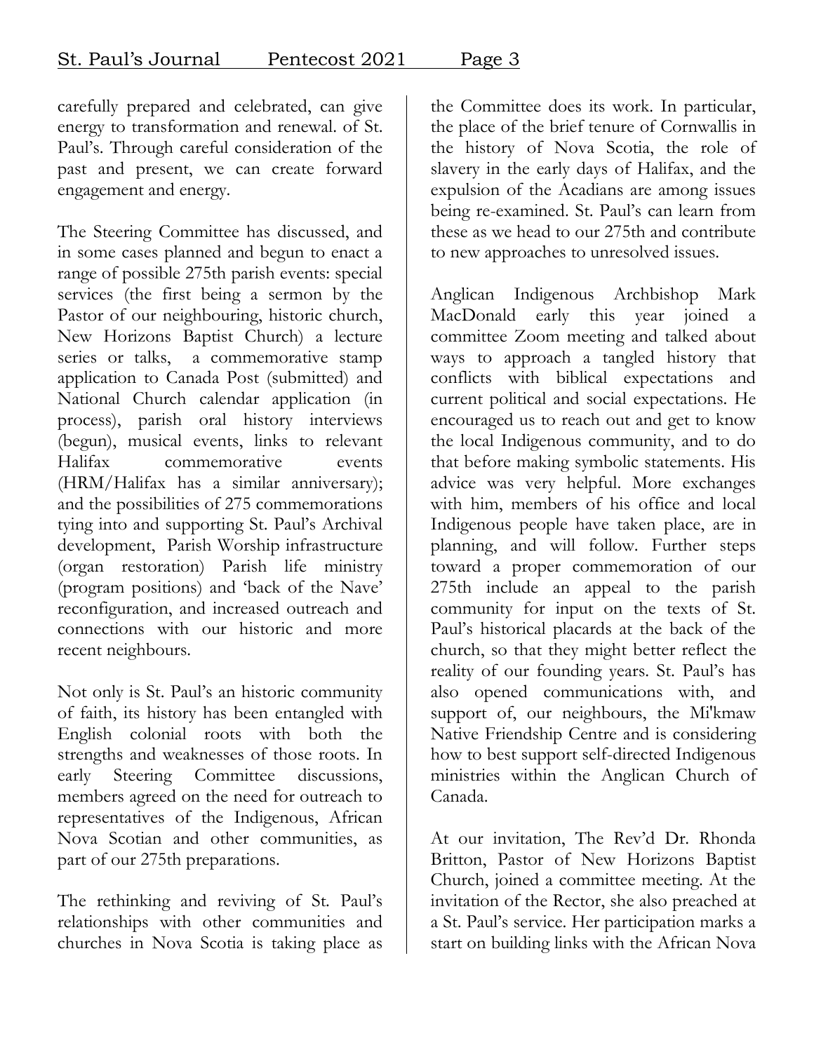carefully prepared and celebrated, can give energy to transformation and renewal. of St. Paul's. Through careful consideration of the past and present, we can create forward engagement and energy.

The Steering Committee has discussed, and in some cases planned and begun to enact a range of possible 275th parish events: special services (the first being a sermon by the Pastor of our neighbouring, historic church, New Horizons Baptist Church) a lecture series or talks, a commemorative stamp application to Canada Post (submitted) and National Church calendar application (in process), parish oral history interviews (begun), musical events, links to relevant Halifax commemorative events (HRM/Halifax has a similar anniversary); and the possibilities of 275 commemorations tying into and supporting St. Paul's Archival development, Parish Worship infrastructure (organ restoration) Parish life ministry (program positions) and 'back of the Nave' reconfiguration, and increased outreach and connections with our historic and more recent neighbours.

Not only is St. Paul's an historic community of faith, its history has been entangled with English colonial roots with both the strengths and weaknesses of those roots. In early Steering Committee discussions, members agreed on the need for outreach to representatives of the Indigenous, African Nova Scotian and other communities, as part of our 275th preparations.

The rethinking and reviving of St. Paul's relationships with other communities and churches in Nova Scotia is taking place as the Committee does its work. In particular, the place of the brief tenure of Cornwallis in the history of Nova Scotia, the role of slavery in the early days of Halifax, and the expulsion of the Acadians are among issues being re-examined. St. Paul's can learn from these as we head to our 275th and contribute to new approaches to unresolved issues.

Anglican Indigenous Archbishop Mark MacDonald early this year joined a committee Zoom meeting and talked about ways to approach a tangled history that conflicts with biblical expectations and current political and social expectations. He encouraged us to reach out and get to know the local Indigenous community, and to do that before making symbolic statements. His advice was very helpful. More exchanges with him, members of his office and local Indigenous people have taken place, are in planning, and will follow. Further steps toward a proper commemoration of our 275th include an appeal to the parish community for input on the texts of St. Paul's historical placards at the back of the church, so that they might better reflect the reality of our founding years. St. Paul's has also opened communications with, and support of, our neighbours, the Mi'kmaw Native Friendship Centre and is considering how to best support self-directed Indigenous ministries within the Anglican Church of Canada.

At our invitation, The Rev'd Dr. Rhonda Britton, Pastor of New Horizons Baptist Church, joined a committee meeting. At the invitation of the Rector, she also preached at a St. Paul's service. Her participation marks a start on building links with the African Nova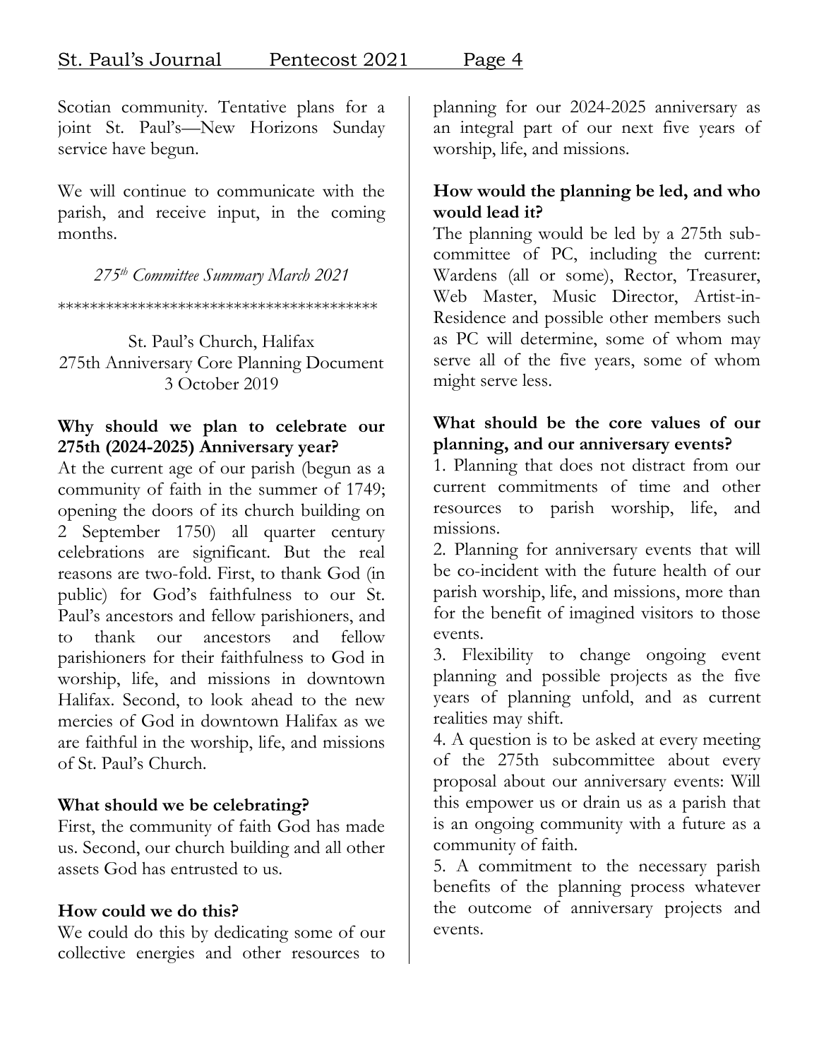Scotian community. Tentative plans for a joint St. Paul's—New Horizons Sunday service have begun.

We will continue to communicate with the parish, and receive input, in the coming months.

*275th Committee Summary March 2021*

\*\*\*\*\*\*\*\*\*\*\*\*\*\*\*\*\*\*\*\*\*\*\*\*\*\*\*\*\*\*\*\*\*\*\*\*\*\*\*\*\*

St. Paul's Church, Halifax
275th Anniversary Core Planning Document
3 October 2019

**Why should we plan to celebrate our 275th (2024-2025) Anniversary year?**

At the current age of our parish (begun as a community of faith in the summer of 1749; opening the doors of its church building on 2 September 1750) all quarter century celebrations are significant. But the real reasons are two-fold. First, to thank God (in public) for God's faithfulness to our St. Paul's ancestors and fellow parishioners, and to thank our ancestors and fellow parishioners for their faithfulness to God in worship, life, and missions in downtown Halifax. Second, to look ahead to the new mercies of God in downtown Halifax as we are faithful in the worship, life, and missions of St. Paul's Church.

**What should we be celebrating?**

First, the community of faith God has made us. Second, our church building and all other assets God has entrusted to us.

**How could we do this?**

We could do this by dedicating some of our collective energies and other resources to planning for our 2024-2025 anniversary as an integral part of our next five years of worship, life, and missions.

**How would the planning be led, and who would lead it?**

The planning would be led by a 275th sub-committee of PC, including the current: Wardens (all or some), Rector, Treasurer, Web Master, Music Director, Artist-in-Residence and possible other members such as PC will determine, some of whom may serve all of the five years, some of whom might serve less.

**What should be the core values of our planning, and our anniversary events?**

1. Planning that does not distract from our current commitments of time and other resources to parish worship, life, and missions.
2. Planning for anniversary events that will be co-incident with the future health of our parish worship, life, and missions, more than for the benefit of imagined visitors to those events.
3. Flexibility to change ongoing event planning and possible projects as the five years of planning unfold, and as current realities may shift.
4. A question is to be asked at every meeting of the 275th subcommittee about every proposal about our anniversary events: Will this empower us or drain us as a parish that is an ongoing community with a future as a community of faith.
5. A commitment to the necessary parish benefits of the planning process whatever the outcome of anniversary projects and events.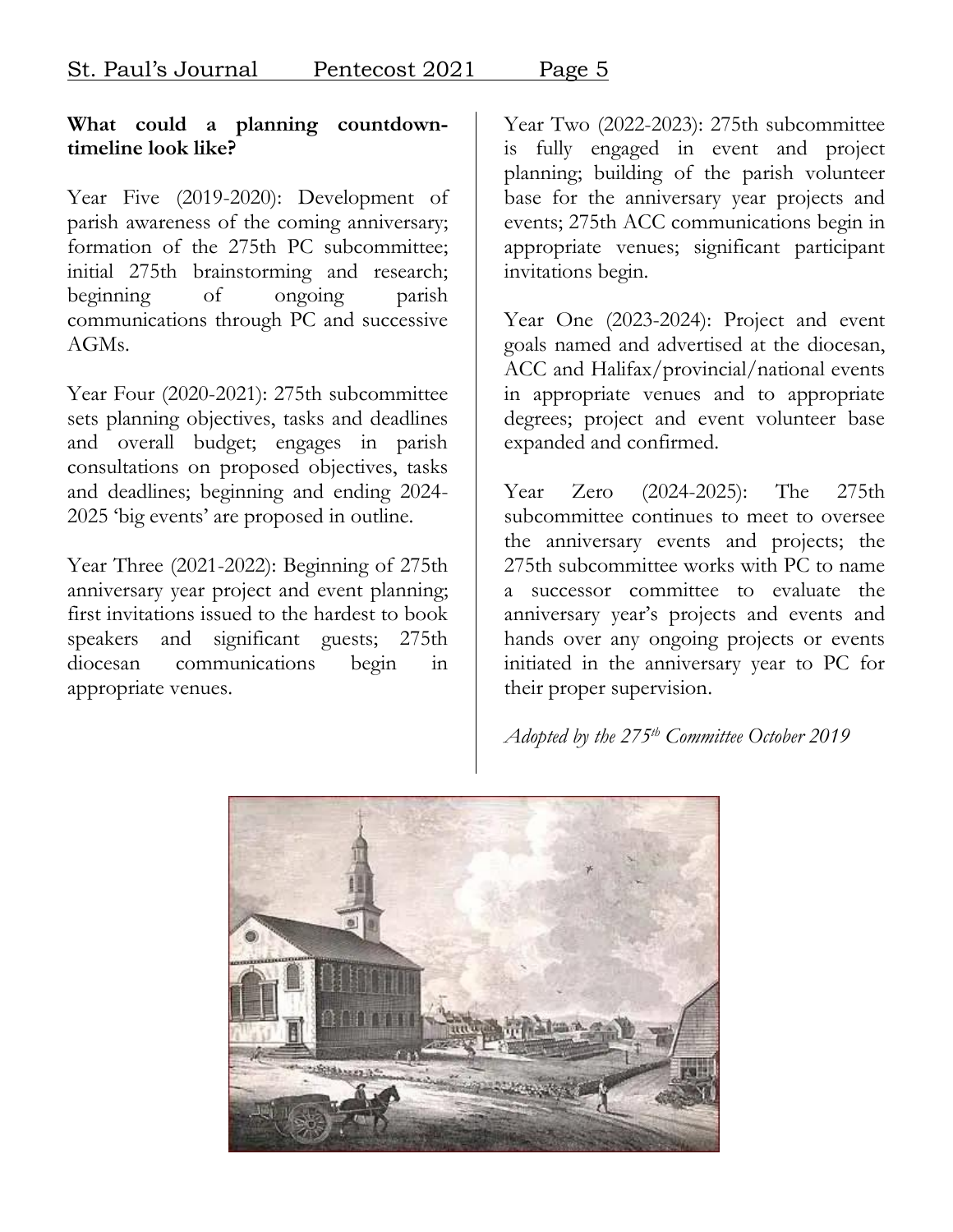**What could a planning countdown-timeline look like?**

Year Five (2019-2020): Development of parish awareness of the coming anniversary; formation of the 275th PC subcommittee; initial 275th brainstorming and research; beginning of ongoing parish communications through PC and successive AGMs.

Year Four (2020-2021): 275th subcommittee sets planning objectives, tasks and deadlines and overall budget; engages in parish consultations on proposed objectives, tasks and deadlines; beginning and ending 2024-2025 'big events' are proposed in outline.

Year Three (2021-2022): Beginning of 275th anniversary year project and event planning; first invitations issued to the hardest to book speakers and significant guests; 275th diocesan communications begin in appropriate venues.

Year Two (2022-2023): 275th subcommittee is fully engaged in event and project planning; building of the parish volunteer base for the anniversary year projects and events; 275th ACC communications begin in appropriate venues; significant participant invitations begin.

Year One (2023-2024): Project and event goals named and advertised at the diocesan, ACC and Halifax/provincial/national events in appropriate venues and to appropriate degrees; project and event volunteer base expanded and confirmed.

Year Zero (2024-2025): The 275th subcommittee continues to meet to oversee the anniversary events and projects; the 275th subcommittee works with PC to name a successor committee to evaluate the anniversary year's projects and events and hands over any ongoing projects or events initiated in the anniversary year to PC for their proper supervision.

*Adopted by the 275th Committee October 2019*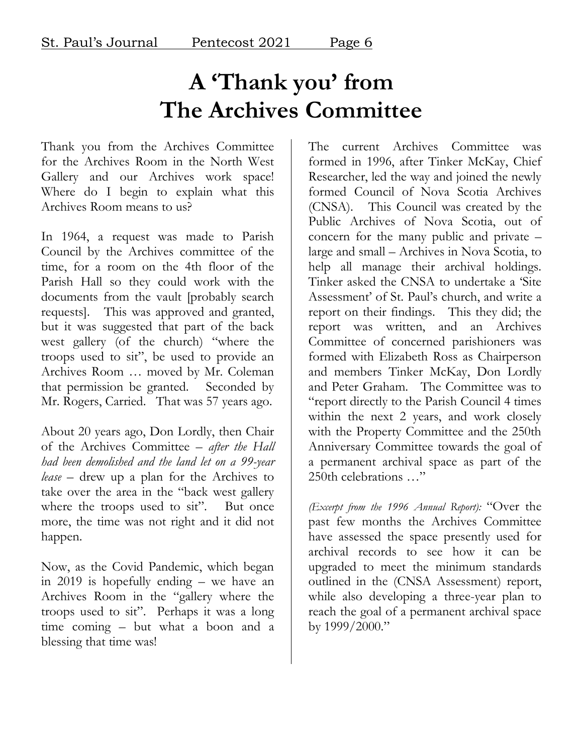# A 'Thank you' from The Archives Committee

Thank you from the Archives Committee for the Archives Room in the North West Gallery and our Archives work space! Where do I begin to explain what this Archives Room means to us?

In 1964, a request was made to Parish Council by the Archives committee of the time, for a room on the 4th floor of the Parish Hall so they could work with the documents from the vault [probably search requests]. This was approved and granted, but it was suggested that part of the back west gallery (of the church) "where the troops used to sit", be used to provide an Archives Room … moved by Mr. Coleman that permission be granted. Seconded by Mr. Rogers, Carried. That was 57 years ago.

About 20 years ago, Don Lordly, then Chair of the Archives Committee – *after the Hall had been demolished and the land let on a 99-year lease* – drew up a plan for the Archives to take over the area in the "back west gallery where the troops used to sit". But once more, the time was not right and it did not happen.

Now, as the Covid Pandemic, which began in 2019 is hopefully ending – we have an Archives Room in the "gallery where the troops used to sit". Perhaps it was a long time coming – but what a boon and a blessing that time was!

The current Archives Committee was formed in 1996, after Tinker McKay, Chief Researcher, led the way and joined the newly formed Council of Nova Scotia Archives (CNSA). This Council was created by the Public Archives of Nova Scotia, out of concern for the many public and private – large and small – Archives in Nova Scotia, to help all manage their archival holdings. Tinker asked the CNSA to undertake a 'Site Assessment' of St. Paul's church, and write a report on their findings. This they did; the report was written, and an Archives Committee of concerned parishioners was formed with Elizabeth Ross as Chairperson and members Tinker McKay, Don Lordly and Peter Graham. The Committee was to "report directly to the Parish Council 4 times within the next 2 years, and work closely with the Property Committee and the 250th Anniversary Committee towards the goal of a permanent archival space as part of the 250th celebrations …"

*(Excerpt from the 1996 Annual Report):* "Over the past few months the Archives Committee have assessed the space presently used for archival records to see how it can be upgraded to meet the minimum standards outlined in the (CNSA Assessment) report, while also developing a three-year plan to reach the goal of a permanent archival space by 1999/2000."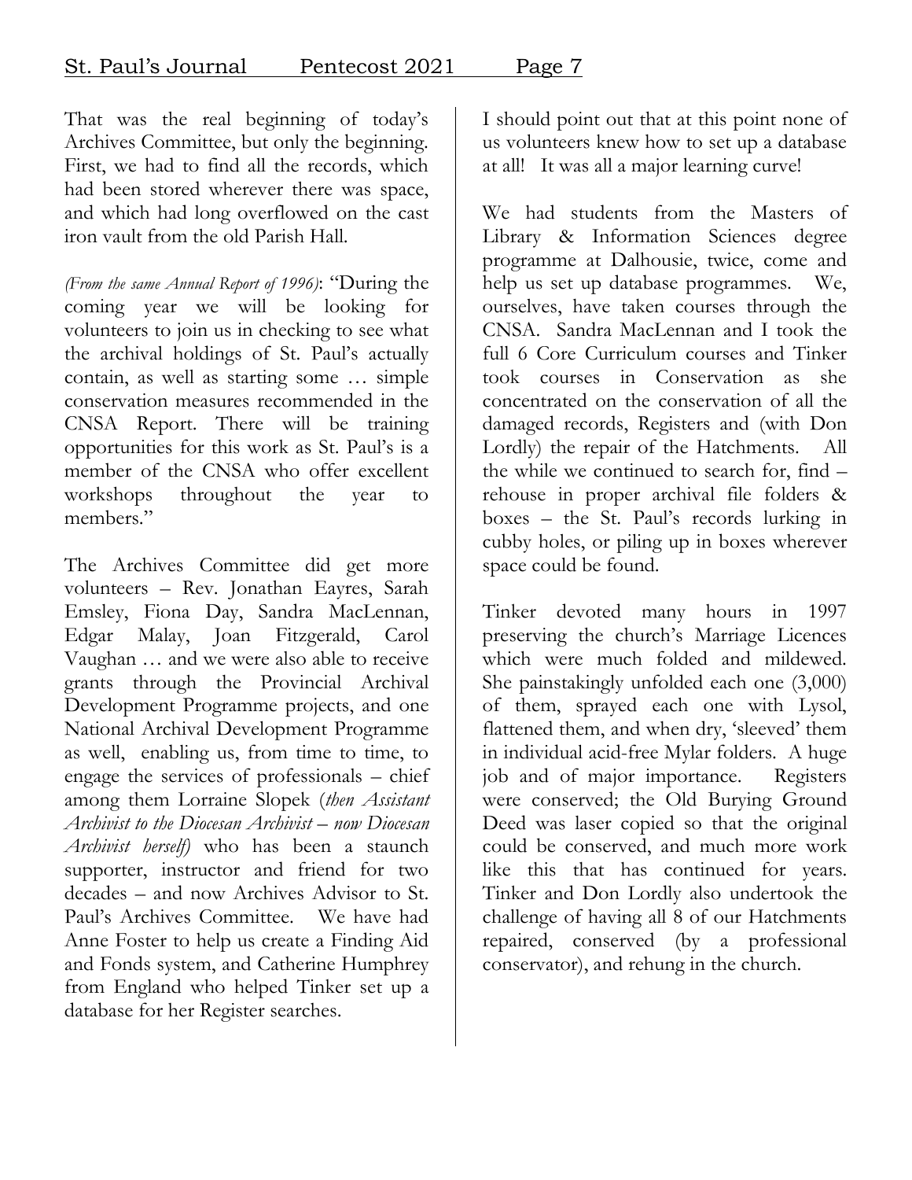That was the real beginning of today's Archives Committee, but only the beginning. First, we had to find all the records, which had been stored wherever there was space, and which had long overflowed on the cast iron vault from the old Parish Hall.

*(From the same Annual Report of 1996)*: "During the coming year we will be looking for volunteers to join us in checking to see what the archival holdings of St. Paul's actually contain, as well as starting some … simple conservation measures recommended in the CNSA Report. There will be training opportunities for this work as St. Paul's is a member of the CNSA who offer excellent workshops throughout the year to members."

The Archives Committee did get more volunteers – Rev. Jonathan Eayres, Sarah Emsley, Fiona Day, Sandra MacLennan, Edgar Malay, Joan Fitzgerald, Carol Vaughan … and we were also able to receive grants through the Provincial Archival Development Programme projects, and one National Archival Development Programme as well, enabling us, from time to time, to engage the services of professionals – chief among them Lorraine Slopek (*then Assistant Archivist to the Diocesan Archivist – now Diocesan Archivist herself*) who has been a staunch supporter, instructor and friend for two decades – and now Archives Advisor to St. Paul's Archives Committee. We have had Anne Foster to help us create a Finding Aid and Fonds system, and Catherine Humphrey from England who helped Tinker set up a database for her Register searches.

I should point out that at this point none of us volunteers knew how to set up a database at all! It was all a major learning curve!

We had students from the Masters of Library & Information Sciences degree programme at Dalhousie, twice, come and help us set up database programmes. We, ourselves, have taken courses through the CNSA. Sandra MacLennan and I took the full 6 Core Curriculum courses and Tinker took courses in Conservation as she concentrated on the conservation of all the damaged records, Registers and (with Don Lordly) the repair of the Hatchments. All the while we continued to search for, find – rehouse in proper archival file folders & boxes – the St. Paul's records lurking in cubby holes, or piling up in boxes wherever space could be found.

Tinker devoted many hours in 1997 preserving the church's Marriage Licences which were much folded and mildewed. She painstakingly unfolded each one (3,000) of them, sprayed each one with Lysol, flattened them, and when dry, 'sleeved' them in individual acid-free Mylar folders. A huge job and of major importance. Registers were conserved; the Old Burying Ground Deed was laser copied so that the original could be conserved, and much more work like this that has continued for years. Tinker and Don Lordly also undertook the challenge of having all 8 of our Hatchments repaired, conserved (by a professional conservator), and rehung in the church.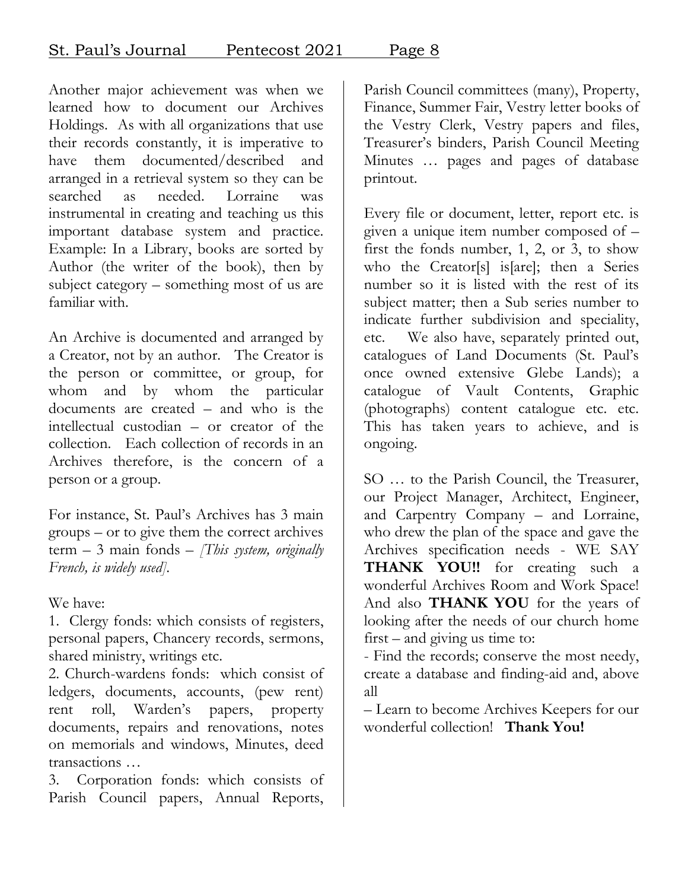Another major achievement was when we learned how to document our Archives Holdings. As with all organizations that use their records constantly, it is imperative to have them documented/described and arranged in a retrieval system so they can be searched as needed. Lorraine was instrumental in creating and teaching us this important database system and practice. Example: In a Library, books are sorted by Author (the writer of the book), then by subject category – something most of us are familiar with.

An Archive is documented and arranged by a Creator, not by an author. The Creator is the person or committee, or group, for whom and by whom the particular documents are created – and who is the intellectual custodian – or creator of the collection. Each collection of records in an Archives therefore, is the concern of a person or a group.

For instance, St. Paul's Archives has 3 main groups – or to give them the correct archives term – 3 main fonds – *[This system, originally French, is widely used]*.

We have:

1. Clergy fonds: which consists of registers, personal papers, Chancery records, sermons, shared ministry, writings etc.
2. Church-wardens fonds: which consist of ledgers, documents, accounts, (pew rent) rent roll, Warden's papers, property documents, repairs and renovations, notes on memorials and windows, Minutes, deed transactions …
3. Corporation fonds: which consists of Parish Council papers, Annual Reports, Parish Council committees (many), Property, Finance, Summer Fair, Vestry letter books of the Vestry Clerk, Vestry papers and files, Treasurer's binders, Parish Council Meeting Minutes … pages and pages of database printout.

Every file or document, letter, report etc. is given a unique item number composed of – first the fonds number, 1, 2, or 3, to show who the Creator[s] is[are]; then a Series number so it is listed with the rest of its subject matter; then a Sub series number to indicate further subdivision and speciality, etc. We also have, separately printed out, catalogues of Land Documents (St. Paul's once owned extensive Glebe Lands); a catalogue of Vault Contents, Graphic (photographs) content catalogue etc. etc. This has taken years to achieve, and is ongoing.

SO … to the Parish Council, the Treasurer, our Project Manager, Architect, Engineer, and Carpentry Company – and Lorraine, who drew the plan of the space and gave the Archives specification needs - WE SAY **THANK YOU!!** for creating such a wonderful Archives Room and Work Space! And also **THANK YOU** for the years of looking after the needs of our church home first – and giving us time to:

- Find the records; conserve the most needy, create a database and finding-aid and, above all

– Learn to become Archives Keepers for our wonderful collection! **Thank You!**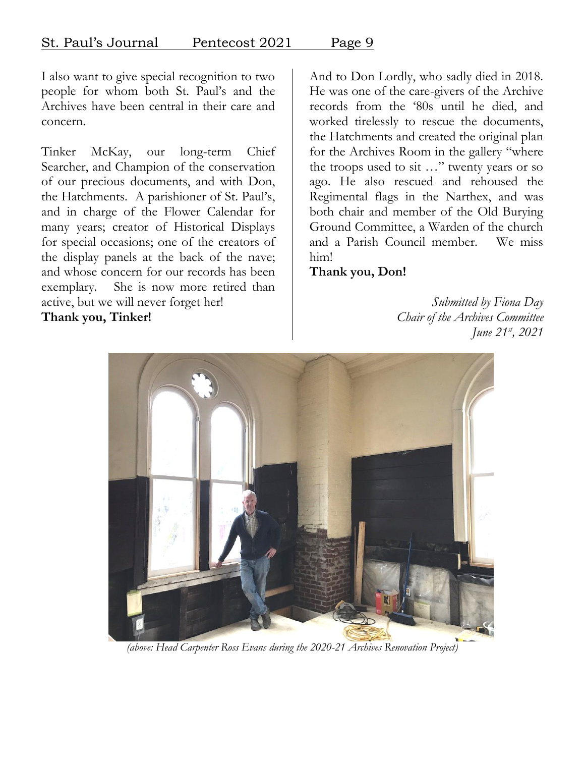I also want to give special recognition to two people for whom both St. Paul's and the Archives have been central in their care and concern.

Tinker McKay, our long-term Chief Searcher, and Champion of the conservation of our precious documents, and with Don, the Hatchments. A parishioner of St. Paul's, and in charge of the Flower Calendar for many years; creator of Historical Displays for special occasions; one of the creators of the display panels at the back of the nave; and whose concern for our records has been exemplary. She is now more retired than active, but we will never forget her!

**Thank you, Tinker!**

And to Don Lordly, who sadly died in 2018. He was one of the care-givers of the Archive records from the '80s until he died, and worked tirelessly to rescue the documents, the Hatchments and created the original plan for the Archives Room in the gallery "where the troops used to sit …" twenty years or so ago. He also rescued and rehoused the Regimental flags in the Narthex, and was both chair and member of the Old Burying Ground Committee, a Warden of the church and a Parish Council member. We miss him!

**Thank you, Don!**

*Submitted by Fiona Day*
*Chair of the Archives Committee*
*June 21st, 2021*

*(above: Head Carpenter Ross Evans during the 2020-21 Archives Renovation Project)*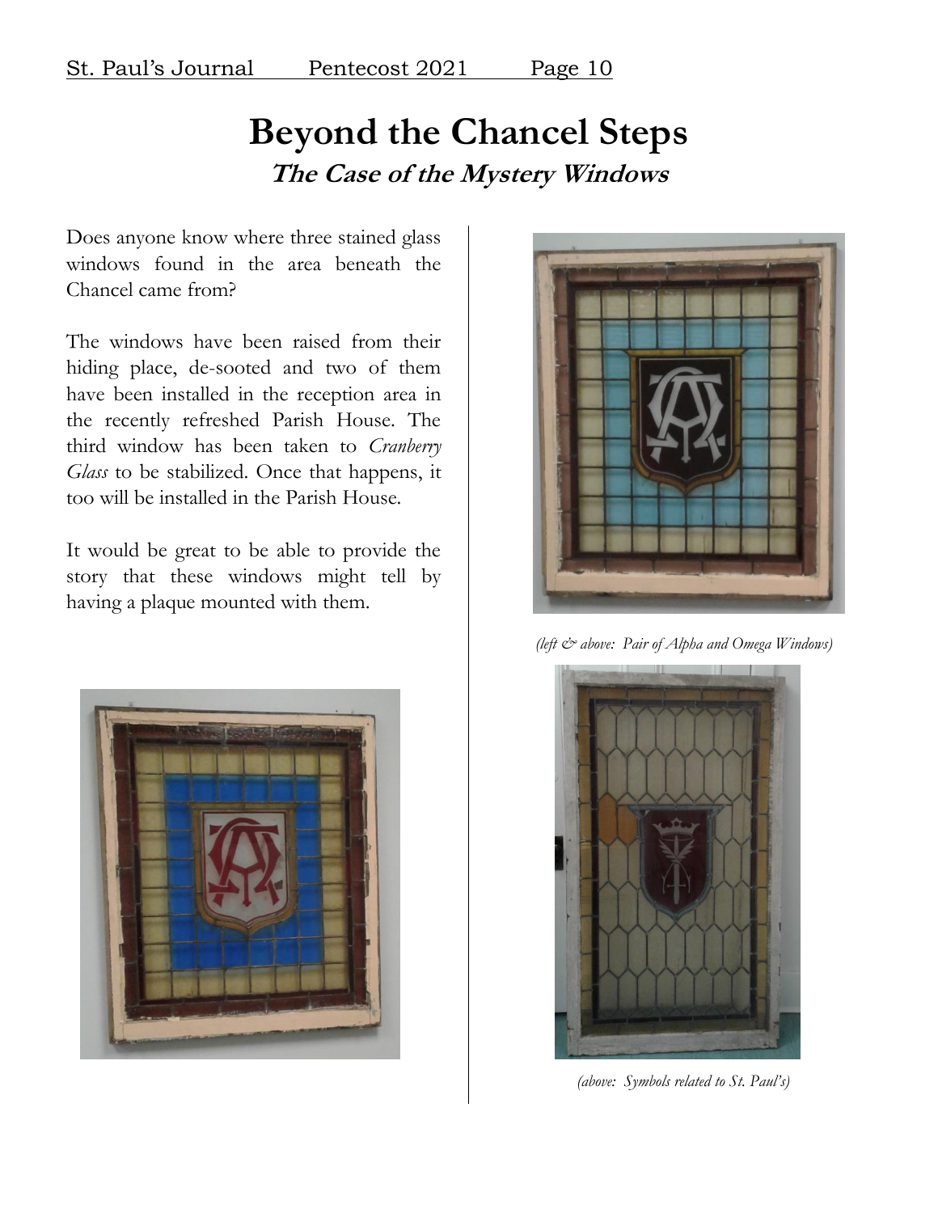# Beyond the Chancel Steps

## *The Case of the Mystery Windows*

Does anyone know where three stained glass windows found in the area beneath the Chancel came from?

The windows have been raised from their hiding place, de-sooted and two of them have been installed in the reception area in the recently refreshed Parish House. The third window has been taken to *Cranberry Glass* to be stabilized. Once that happens, it too will be installed in the Parish House.

It would be great to be able to provide the story that these windows might tell by having a plaque mounted with them.

*(left & above: Pair of Alpha and Omega Windows)*

*(above: Symbols related to St. Paul's)*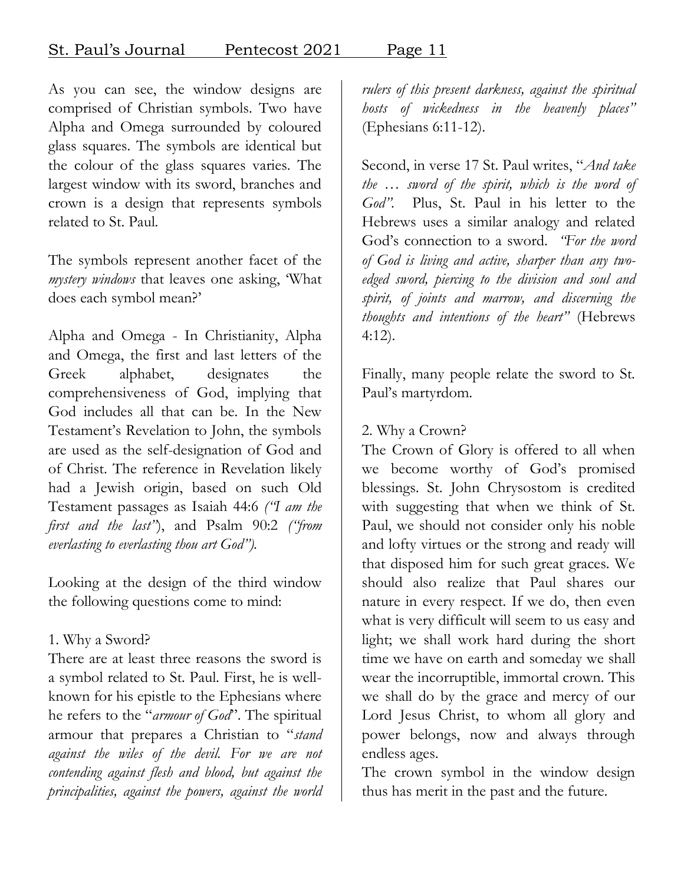As you can see, the window designs are comprised of Christian symbols. Two have Alpha and Omega surrounded by coloured glass squares. The symbols are identical but the colour of the glass squares varies. The largest window with its sword, branches and crown is a design that represents symbols related to St. Paul.

The symbols represent another facet of the *mystery windows* that leaves one asking, 'What does each symbol mean?'

Alpha and Omega - In Christianity, Alpha and Omega, the first and last letters of the Greek alphabet, designates the comprehensiveness of God, implying that God includes all that can be. In the New Testament's Revelation to John, the symbols are used as the self-designation of God and of Christ. The reference in Revelation likely had a Jewish origin, based on such Old Testament passages as Isaiah 44:6 *("I am the first and the last"*), and Psalm 90:2 *("from everlasting to everlasting thou art God").*

Looking at the design of the third window the following questions come to mind:

1. Why a Sword?

There are at least three reasons the sword is a symbol related to St. Paul. First, he is well-known for his epistle to the Ephesians where he refers to the "*armour of God*". The spiritual armour that prepares a Christian to "*stand against the wiles of the devil. For we are not contending against flesh and blood, but against the principalities, against the powers, against the world rulers of this present darkness, against the spiritual hosts of wickedness in the heavenly places"* (Ephesians 6:11-12).

Second, in verse 17 St. Paul writes, "*And take the … sword of the spirit, which is the word of God".* Plus, St. Paul in his letter to the Hebrews uses a similar analogy and related God's connection to a sword. *"For the word of God is living and active, sharper than any two-edged sword, piercing to the division and soul and spirit, of joints and marrow, and discerning the thoughts and intentions of the heart"* (Hebrews 4:12).

Finally, many people relate the sword to St. Paul's martyrdom.

2. Why a Crown?

The Crown of Glory is offered to all when we become worthy of God's promised blessings. St. John Chrysostom is credited with suggesting that when we think of St. Paul, we should not consider only his noble and lofty virtues or the strong and ready will that disposed him for such great graces. We should also realize that Paul shares our nature in every respect. If we do, then even what is very difficult will seem to us easy and light; we shall work hard during the short time we have on earth and someday we shall wear the incorruptible, immortal crown. This we shall do by the grace and mercy of our Lord Jesus Christ, to whom all glory and power belongs, now and always through endless ages.

The crown symbol in the window design thus has merit in the past and the future.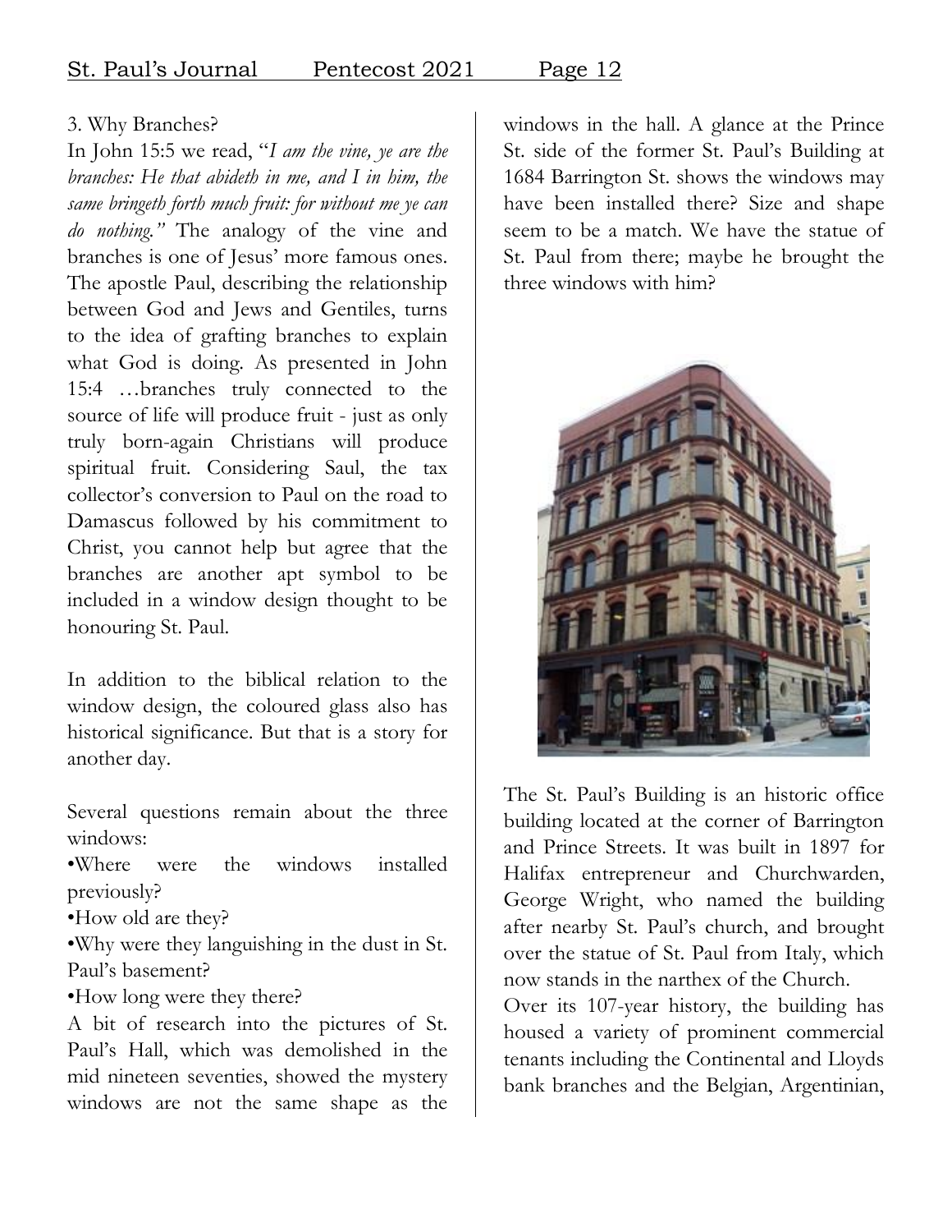3. Why Branches?

In John 15:5 we read, "*I am the vine, ye are the branches: He that abideth in me, and I in him, the same bringeth forth much fruit: for without me ye can do nothing.*" The analogy of the vine and branches is one of Jesus' more famous ones. The apostle Paul, describing the relationship between God and Jews and Gentiles, turns to the idea of grafting branches to explain what God is doing. As presented in John 15:4 …branches truly connected to the source of life will produce fruit - just as only truly born-again Christians will produce spiritual fruit. Considering Saul, the tax collector's conversion to Paul on the road to Damascus followed by his commitment to Christ, you cannot help but agree that the branches are another apt symbol to be included in a window design thought to be honouring St. Paul.

In addition to the biblical relation to the window design, the coloured glass also has historical significance. But that is a story for another day.

Several questions remain about the three windows:

- Where were the windows installed previously?
- How old are they?
- Why were they languishing in the dust in St. Paul's basement?
- How long were they there?

A bit of research into the pictures of St. Paul's Hall, which was demolished in the mid nineteen seventies, showed the mystery windows are not the same shape as the windows in the hall. A glance at the Prince St. side of the former St. Paul's Building at 1684 Barrington St. shows the windows may have been installed there? Size and shape seem to be a match. We have the statue of St. Paul from there; maybe he brought the three windows with him?

The St. Paul's Building is an historic office building located at the corner of Barrington and Prince Streets. It was built in 1897 for Halifax entrepreneur and Churchwarden, George Wright, who named the building after nearby St. Paul's church, and brought over the statue of St. Paul from Italy, which now stands in the narthex of the Church.

Over its 107-year history, the building has housed a variety of prominent commercial tenants including the Continental and Lloyds bank branches and the Belgian, Argentinian,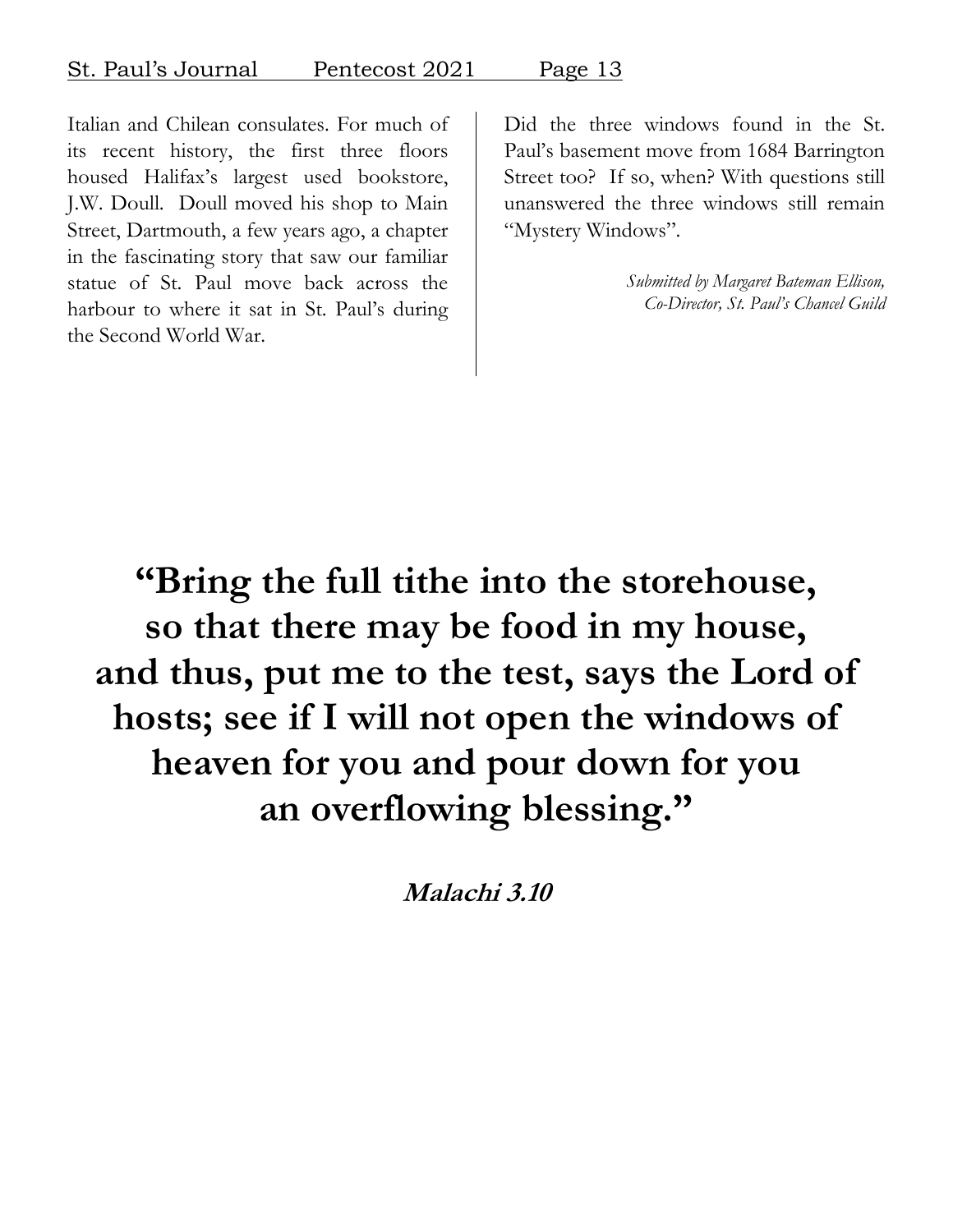Italian and Chilean consulates. For much of its recent history, the first three floors housed Halifax's largest used bookstore, J.W. Doull. Doull moved his shop to Main Street, Dartmouth, a few years ago, a chapter in the fascinating story that saw our familiar statue of St. Paul move back across the harbour to where it sat in St. Paul's during the Second World War.

Did the three windows found in the St. Paul's basement move from 1684 Barrington Street too? If so, when? With questions still unanswered the three windows still remain "Mystery Windows".

*Submitted by Margaret Bateman Ellison,*
*Co-Director, St. Paul's Chancel Guild*

**"Bring the full tithe into the storehouse, so that there may be food in my house, and thus, put me to the test, says the Lord of hosts; see if I will not open the windows of heaven for you and pour down for you an overflowing blessing."**

***Malachi 3.10***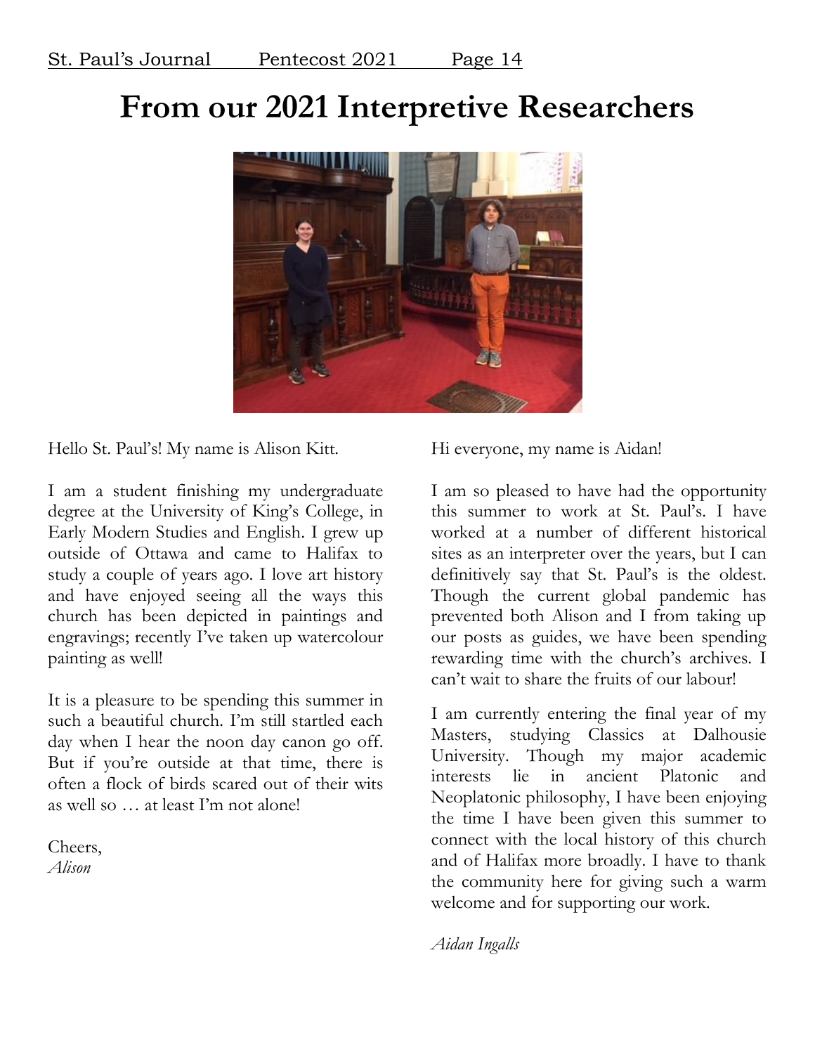# From our 2021 Interpretive Researchers

Hello St. Paul's! My name is Alison Kitt.

I am a student finishing my undergraduate degree at the University of King's College, in Early Modern Studies and English. I grew up outside of Ottawa and came to Halifax to study a couple of years ago. I love art history and have enjoyed seeing all the ways this church has been depicted in paintings and engravings; recently I've taken up watercolour painting as well!

It is a pleasure to be spending this summer in such a beautiful church. I'm still startled each day when I hear the noon day canon go off. But if you're outside at that time, there is often a flock of birds scared out of their wits as well so … at least I'm not alone!

Cheers,
*Alison*

Hi everyone, my name is Aidan!

I am so pleased to have had the opportunity this summer to work at St. Paul's. I have worked at a number of different historical sites as an interpreter over the years, but I can definitively say that St. Paul's is the oldest. Though the current global pandemic has prevented both Alison and I from taking up our posts as guides, we have been spending rewarding time with the church's archives. I can't wait to share the fruits of our labour!

I am currently entering the final year of my Masters, studying Classics at Dalhousie University. Though my major academic interests lie in ancient Platonic and Neoplatonic philosophy, I have been enjoying the time I have been given this summer to connect with the local history of this church and of Halifax more broadly. I have to thank the community here for giving such a warm welcome and for supporting our work.

*Aidan Ingalls*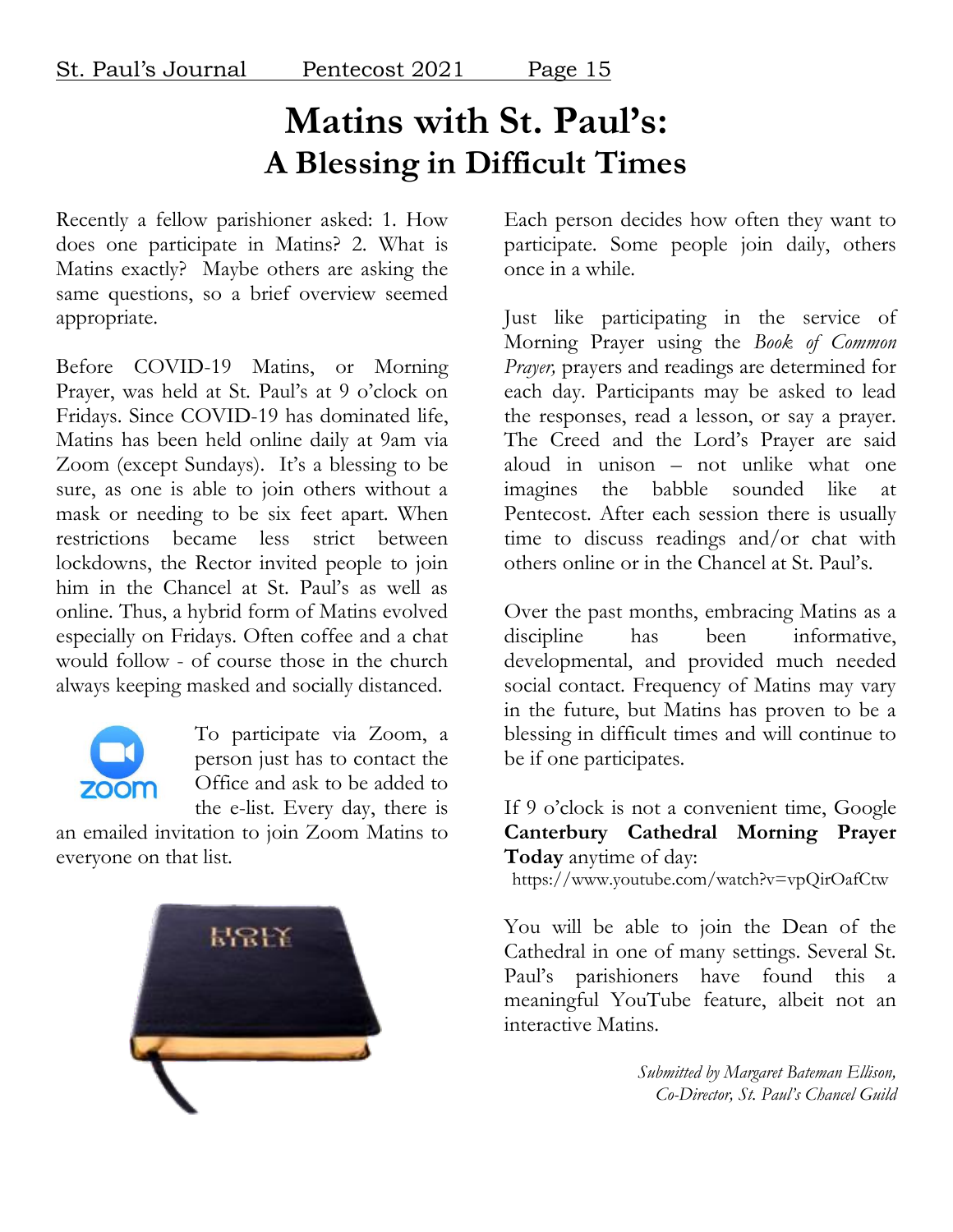# Matins with St. Paul's:
## A Blessing in Difficult Times

Recently a fellow parishioner asked: 1. How does one participate in Matins? 2. What is Matins exactly? Maybe others are asking the same questions, so a brief overview seemed appropriate.

Before COVID-19 Matins, or Morning Prayer, was held at St. Paul's at 9 o'clock on Fridays. Since COVID-19 has dominated life, Matins has been held online daily at 9am via Zoom (except Sundays). It's a blessing to be sure, as one is able to join others without a mask or needing to be six feet apart. When restrictions became less strict between lockdowns, the Rector invited people to join him in the Chancel at St. Paul's as well as online. Thus, a hybrid form of Matins evolved especially on Fridays. Often coffee and a chat would follow - of course those in the church always keeping masked and socially distanced.

To participate via Zoom, a person just has to contact the Office and ask to be added to the e-list. Every day, there is an emailed invitation to join Zoom Matins to everyone on that list.

Each person decides how often they want to participate. Some people join daily, others once in a while.

Just like participating in the service of Morning Prayer using the *Book of Common Prayer,* prayers and readings are determined for each day. Participants may be asked to lead the responses, read a lesson, or say a prayer. The Creed and the Lord's Prayer are said aloud in unison – not unlike what one imagines the babble sounded like at Pentecost. After each session there is usually time to discuss readings and/or chat with others online or in the Chancel at St. Paul's.

Over the past months, embracing Matins as a discipline has been informative, developmental, and provided much needed social contact. Frequency of Matins may vary in the future, but Matins has proven to be a blessing in difficult times and will continue to be if one participates.

If 9 o'clock is not a convenient time, Google **Canterbury Cathedral Morning Prayer Today** anytime of day:
https://www.youtube.com/watch?v=vpQirOafCtw

You will be able to join the Dean of the Cathedral in one of many settings. Several St. Paul's parishioners have found this a meaningful YouTube feature, albeit not an interactive Matins.

*Submitted by Margaret Bateman Ellison,*
*Co-Director, St. Paul's Chancel Guild*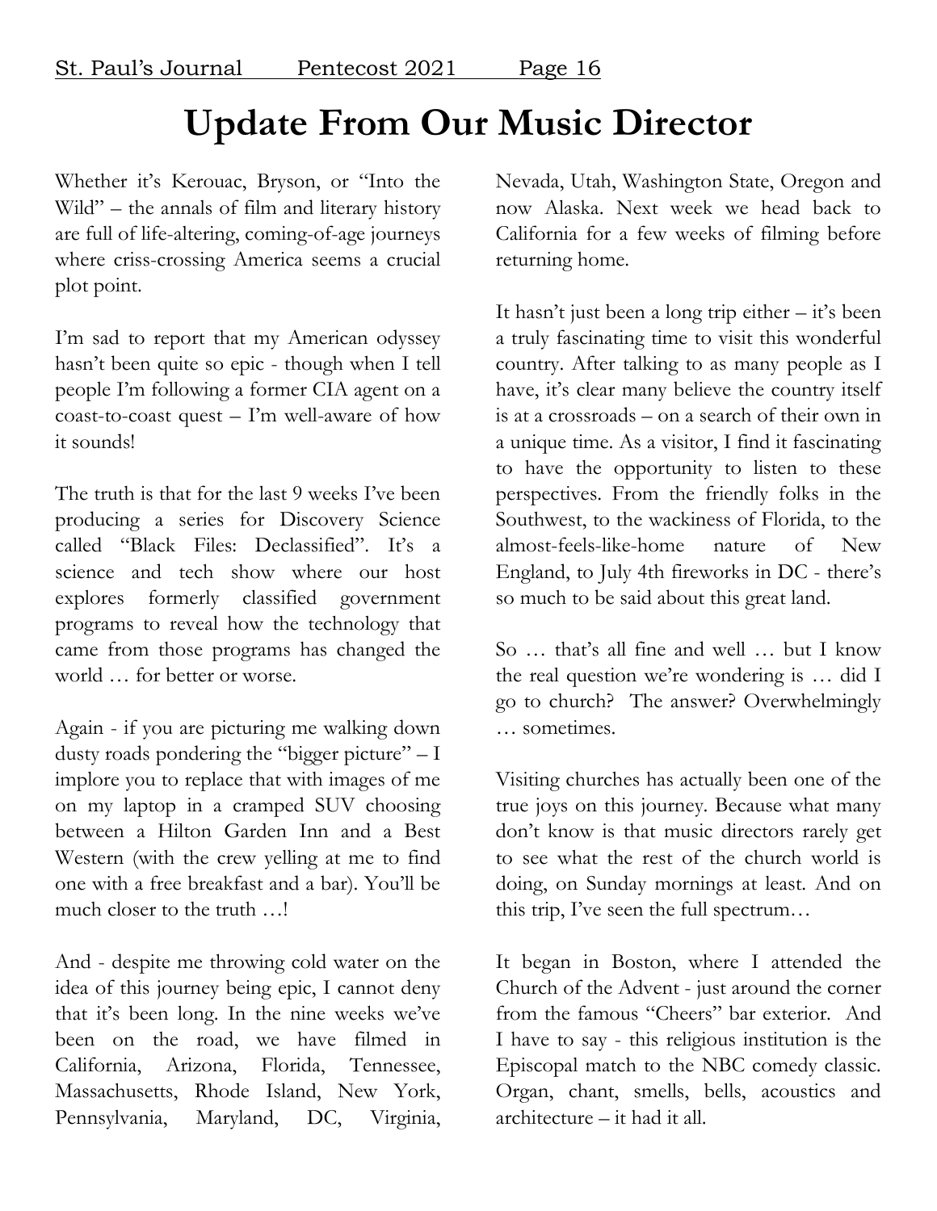# Update From Our Music Director

Whether it's Kerouac, Bryson, or "Into the Wild" – the annals of film and literary history are full of life-altering, coming-of-age journeys where criss-crossing America seems a crucial plot point.

I'm sad to report that my American odyssey hasn't been quite so epic - though when I tell people I'm following a former CIA agent on a coast-to-coast quest – I'm well-aware of how it sounds!

The truth is that for the last 9 weeks I've been producing a series for Discovery Science called "Black Files: Declassified". It's a science and tech show where our host explores formerly classified government programs to reveal how the technology that came from those programs has changed the world … for better or worse.

Again - if you are picturing me walking down dusty roads pondering the "bigger picture" – I implore you to replace that with images of me on my laptop in a cramped SUV choosing between a Hilton Garden Inn and a Best Western (with the crew yelling at me to find one with a free breakfast and a bar). You'll be much closer to the truth …!

And - despite me throwing cold water on the idea of this journey being epic, I cannot deny that it's been long. In the nine weeks we've been on the road, we have filmed in California, Arizona, Florida, Tennessee, Massachusetts, Rhode Island, New York, Pennsylvania, Maryland, DC, Virginia, Nevada, Utah, Washington State, Oregon and now Alaska. Next week we head back to California for a few weeks of filming before returning home.

It hasn't just been a long trip either – it's been a truly fascinating time to visit this wonderful country. After talking to as many people as I have, it's clear many believe the country itself is at a crossroads – on a search of their own in a unique time. As a visitor, I find it fascinating to have the opportunity to listen to these perspectives. From the friendly folks in the Southwest, to the wackiness of Florida, to the almost-feels-like-home nature of New England, to July 4th fireworks in DC - there's so much to be said about this great land.

So … that's all fine and well … but I know the real question we're wondering is … did I go to church? The answer? Overwhelmingly … sometimes.

Visiting churches has actually been one of the true joys on this journey. Because what many don't know is that music directors rarely get to see what the rest of the church world is doing, on Sunday mornings at least. And on this trip, I've seen the full spectrum…

It began in Boston, where I attended the Church of the Advent - just around the corner from the famous "Cheers" bar exterior. And I have to say - this religious institution is the Episcopal match to the NBC comedy classic. Organ, chant, smells, bells, acoustics and architecture – it had it all.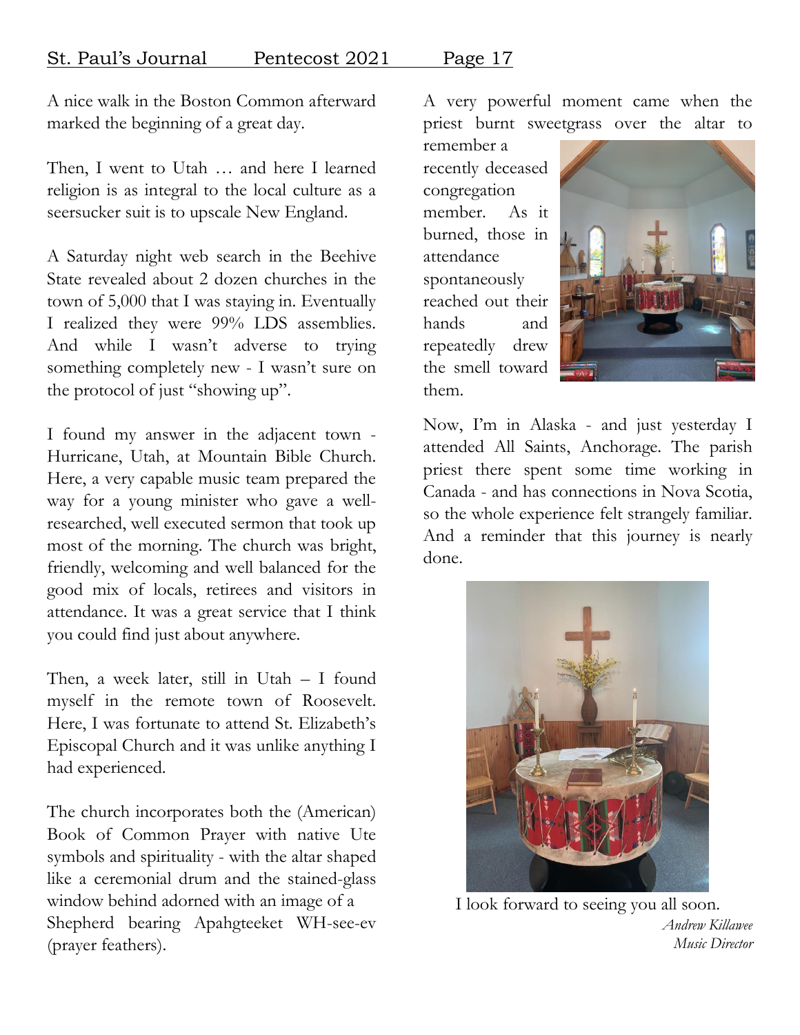A nice walk in the Boston Common afterward marked the beginning of a great day.

Then, I went to Utah … and here I learned religion is as integral to the local culture as a seersucker suit is to upscale New England.

A Saturday night web search in the Beehive State revealed about 2 dozen churches in the town of 5,000 that I was staying in. Eventually I realized they were 99% LDS assemblies. And while I wasn't adverse to trying something completely new - I wasn't sure on the protocol of just "showing up".

I found my answer in the adjacent town - Hurricane, Utah, at Mountain Bible Church. Here, a very capable music team prepared the way for a young minister who gave a well-researched, well executed sermon that took up most of the morning. The church was bright, friendly, welcoming and well balanced for the good mix of locals, retirees and visitors in attendance. It was a great service that I think you could find just about anywhere.

Then, a week later, still in Utah – I found myself in the remote town of Roosevelt. Here, I was fortunate to attend St. Elizabeth's Episcopal Church and it was unlike anything I had experienced.

The church incorporates both the (American) Book of Common Prayer with native Ute symbols and spirituality - with the altar shaped like a ceremonial drum and the stained-glass window behind adorned with an image of a Shepherd bearing Apahgteeket WH-see-ev (prayer feathers).

A very powerful moment came when the priest burnt sweetgrass over the altar to remember a recently deceased congregation member. As it burned, those in attendance spontaneously reached out their hands and repeatedly drew the smell toward them.

Now, I'm in Alaska - and just yesterday I attended All Saints, Anchorage. The parish priest there spent some time working in Canada - and has connections in Nova Scotia, so the whole experience felt strangely familiar. And a reminder that this journey is nearly done.

I look forward to seeing you all soon.

*Andrew Killawee*
*Music Director*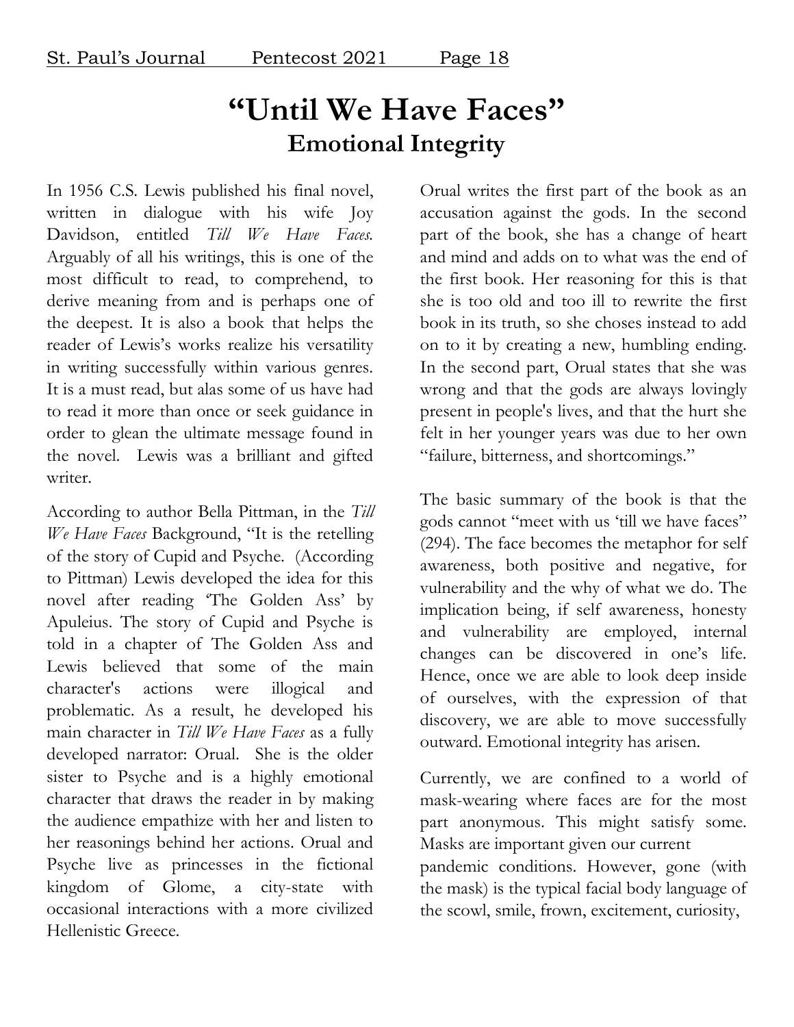# "Until We Have Faces"

## Emotional Integrity

In 1956 C.S. Lewis published his final novel, written in dialogue with his wife Joy Davidson, entitled *Till We Have Faces.* Arguably of all his writings, this is one of the most difficult to read, to comprehend, to derive meaning from and is perhaps one of the deepest. It is also a book that helps the reader of Lewis's works realize his versatility in writing successfully within various genres. It is a must read, but alas some of us have had to read it more than once or seek guidance in order to glean the ultimate message found in the novel. Lewis was a brilliant and gifted writer.

According to author Bella Pittman, in the *Till We Have Faces* Background, "It is the retelling of the story of Cupid and Psyche. (According to Pittman) Lewis developed the idea for this novel after reading 'The Golden Ass' by Apuleius. The story of Cupid and Psyche is told in a chapter of The Golden Ass and Lewis believed that some of the main character's actions were illogical and problematic. As a result, he developed his main character in *Till We Have Faces* as a fully developed narrator: Orual. She is the older sister to Psyche and is a highly emotional character that draws the reader in by making the audience empathize with her and listen to her reasonings behind her actions. Orual and Psyche live as princesses in the fictional kingdom of Glome, a city-state with occasional interactions with a more civilized Hellenistic Greece.

Orual writes the first part of the book as an accusation against the gods. In the second part of the book, she has a change of heart and mind and adds on to what was the end of the first book. Her reasoning for this is that she is too old and too ill to rewrite the first book in its truth, so she choses instead to add on to it by creating a new, humbling ending. In the second part, Orual states that she was wrong and that the gods are always lovingly present in people's lives, and that the hurt she felt in her younger years was due to her own "failure, bitterness, and shortcomings."

The basic summary of the book is that the gods cannot "meet with us 'till we have faces" (294). The face becomes the metaphor for self awareness, both positive and negative, for vulnerability and the why of what we do. The implication being, if self awareness, honesty and vulnerability are employed, internal changes can be discovered in one's life. Hence, once we are able to look deep inside of ourselves, with the expression of that discovery, we are able to move successfully outward. Emotional integrity has arisen.

Currently, we are confined to a world of mask-wearing where faces are for the most part anonymous. This might satisfy some. Masks are important given our current pandemic conditions. However, gone (with the mask) is the typical facial body language of the scowl, smile, frown, excitement, curiosity,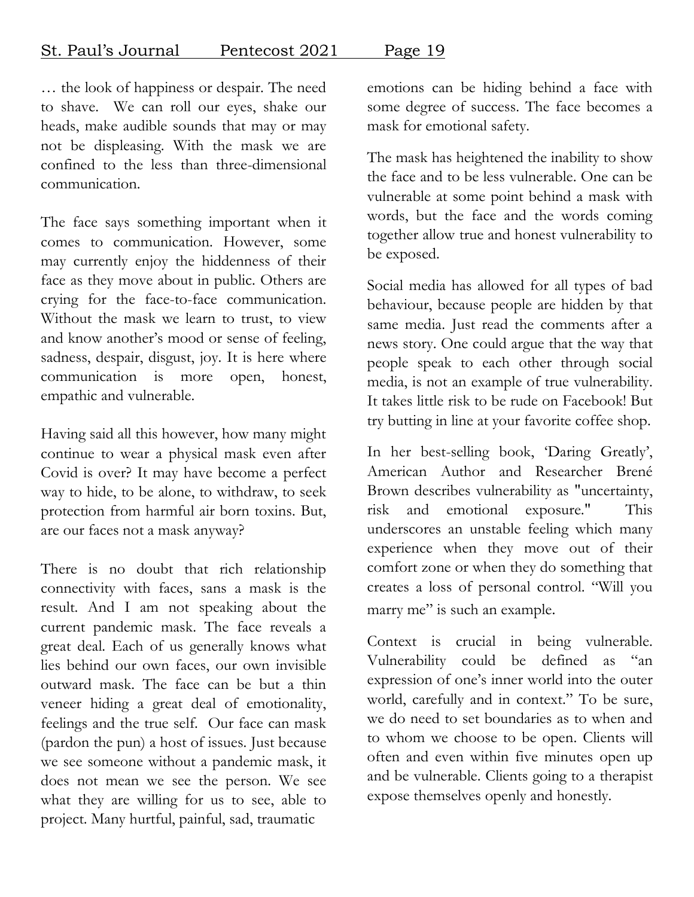… the look of happiness or despair. The need to shave.  We can roll our eyes, shake our heads, make audible sounds that may or may not be displeasing. With the mask we are confined to the less than three-dimensional communication.

The face says something important when it comes to communication. However, some may currently enjoy the hiddenness of their face as they move about in public. Others are crying for the face-to-face communication. Without the mask we learn to trust, to view and know another's mood or sense of feeling, sadness, despair, disgust, joy. It is here where communication is more open, honest, empathic and vulnerable.

Having said all this however, how many might continue to wear a physical mask even after Covid is over? It may have become a perfect way to hide, to be alone, to withdraw, to seek protection from harmful air born toxins. But, are our faces not a mask anyway?

There is no doubt that rich relationship connectivity with faces, sans a mask is the result. And I am not speaking about the current pandemic mask. The face reveals a great deal. Each of us generally knows what lies behind our own faces, our own invisible outward mask. The face can be but a thin veneer hiding a great deal of emotionality, feelings and the true self.  Our face can mask (pardon the pun) a host of issues. Just because we see someone without a pandemic mask, it does not mean we see the person. We see what they are willing for us to see, able to project. Many hurtful, painful, sad, traumatic emotions can be hiding behind a face with some degree of success. The face becomes a mask for emotional safety.

The mask has heightened the inability to show the face and to be less vulnerable. One can be vulnerable at some point behind a mask with words, but the face and the words coming together allow true and honest vulnerability to be exposed.

Social media has allowed for all types of bad behaviour, because people are hidden by that same media. Just read the comments after a news story. One could argue that the way that people speak to each other through social media, is not an example of true vulnerability. It takes little risk to be rude on Facebook! But try butting in line at your favorite coffee shop.

In her best-selling book, 'Daring Greatly', American Author and Researcher Brené Brown describes vulnerability as "uncertainty, risk and emotional exposure."  This underscores an unstable feeling which many experience when they move out of their comfort zone or when they do something that creates a loss of personal control. "Will you marry me" is such an example.

Context is crucial in being vulnerable. Vulnerability could be defined as "an expression of one's inner world into the outer world, carefully and in context." To be sure, we do need to set boundaries as to when and to whom we choose to be open. Clients will often and even within five minutes open up and be vulnerable. Clients going to a therapist expose themselves openly and honestly.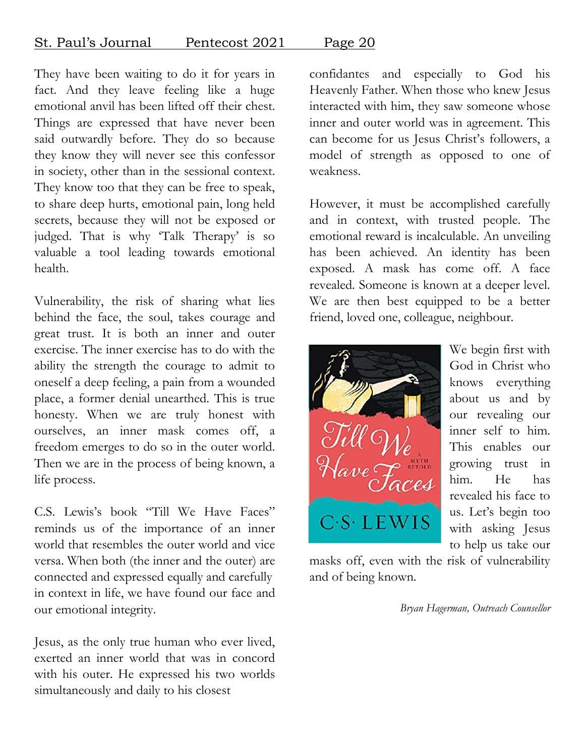They have been waiting to do it for years in fact. And they leave feeling like a huge emotional anvil has been lifted off their chest. Things are expressed that have never been said outwardly before. They do so because they know they will never see this confessor in society, other than in the sessional context. They know too that they can be free to speak, to share deep hurts, emotional pain, long held secrets, because they will not be exposed or judged. That is why 'Talk Therapy' is so valuable a tool leading towards emotional health.

Vulnerability, the risk of sharing what lies behind the face, the soul, takes courage and great trust. It is both an inner and outer exercise. The inner exercise has to do with the ability the strength the courage to admit to oneself a deep feeling, a pain from a wounded place, a former denial unearthed. This is true honesty. When we are truly honest with ourselves, an inner mask comes off, a freedom emerges to do so in the outer world. Then we are in the process of being known, a life process.

C.S. Lewis's book "Till We Have Faces" reminds us of the importance of an inner world that resembles the outer world and vice versa. When both (the inner and the outer) are connected and expressed equally and carefully in context in life, we have found our face and our emotional integrity.

Jesus, as the only true human who ever lived, exerted an inner world that was in concord with his outer. He expressed his two worlds simultaneously and daily to his closest confidantes and especially to God his Heavenly Father. When those who knew Jesus interacted with him, they saw someone whose inner and outer world was in agreement. This can become for us Jesus Christ's followers, a model of strength as opposed to one of weakness.

However, it must be accomplished carefully and in context, with trusted people. The emotional reward is incalculable. An unveiling has been achieved. An identity has been exposed. A mask has come off. A face revealed. Someone is known at a deeper level. We are then best equipped to be a better friend, loved one, colleague, neighbour.

We begin first with God in Christ who knows everything about us and by our revealing our inner self to him. This enables our growing trust in him. He has revealed his face to us. Let's begin too with asking Jesus to help us take our masks off, even with the risk of vulnerability and of being known.

*Bryan Hagerman, Outreach Counsellor*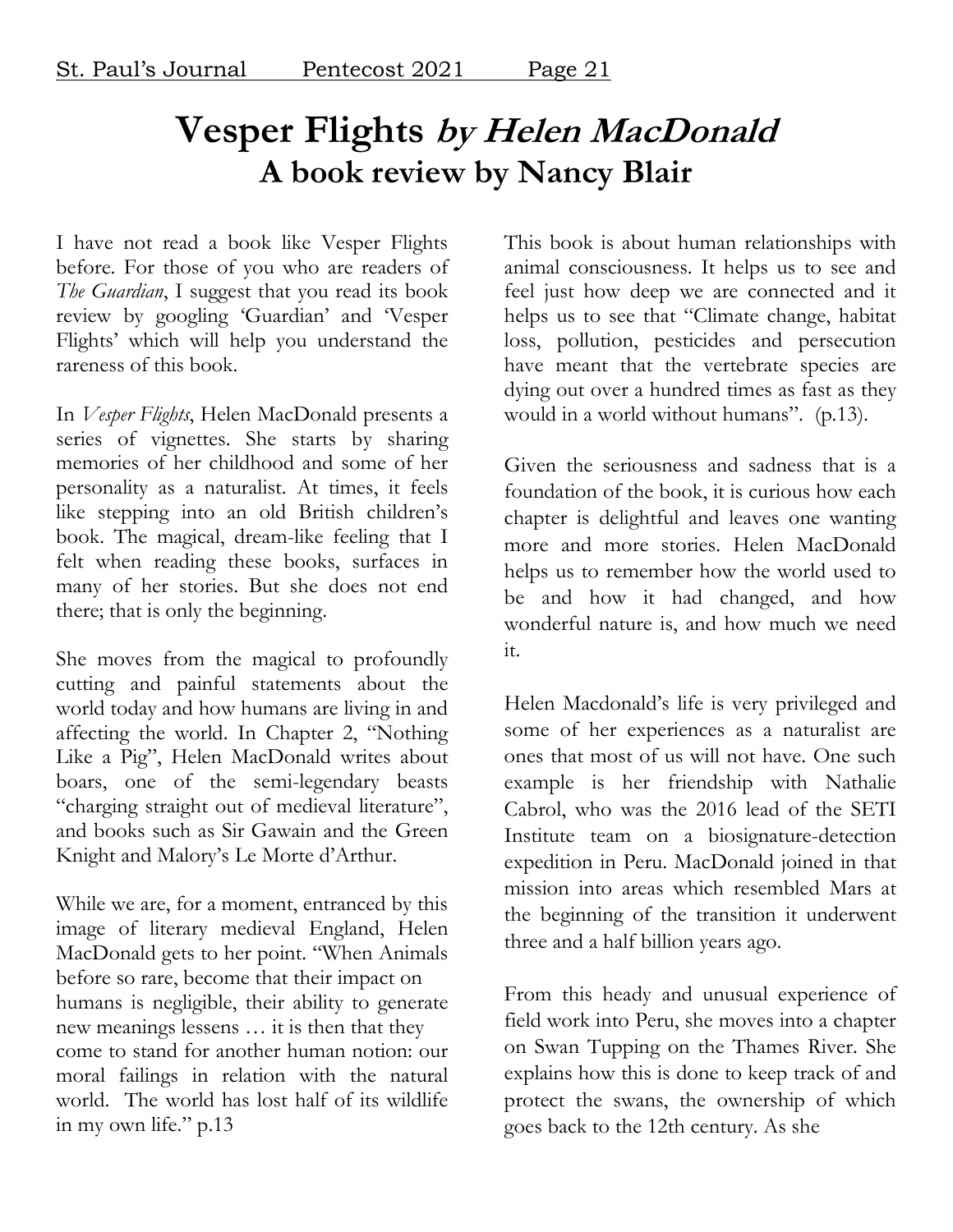# Vesper Flights *by Helen MacDonald*
## A book review by Nancy Blair

I have not read a book like Vesper Flights before. For those of you who are readers of *The Guardian*, I suggest that you read its book review by googling 'Guardian' and 'Vesper Flights' which will help you understand the rareness of this book.

In *Vesper Flights*, Helen MacDonald presents a series of vignettes. She starts by sharing memories of her childhood and some of her personality as a naturalist. At times, it feels like stepping into an old British children's book. The magical, dream-like feeling that I felt when reading these books, surfaces in many of her stories. But she does not end there; that is only the beginning.

She moves from the magical to profoundly cutting and painful statements about the world today and how humans are living in and affecting the world. In Chapter 2, "Nothing Like a Pig", Helen MacDonald writes about boars, one of the semi-legendary beasts "charging straight out of medieval literature", and books such as Sir Gawain and the Green Knight and Malory's Le Morte d'Arthur.

While we are, for a moment, entranced by this image of literary medieval England, Helen MacDonald gets to her point. "When Animals before so rare, become that their impact on humans is negligible, their ability to generate new meanings lessens … it is then that they come to stand for another human notion: our moral failings in relation with the natural world. The world has lost half of its wildlife in my own life." p.13

This book is about human relationships with animal consciousness. It helps us to see and feel just how deep we are connected and it helps us to see that "Climate change, habitat loss, pollution, pesticides and persecution have meant that the vertebrate species are dying out over a hundred times as fast as they would in a world without humans". (p.13).

Given the seriousness and sadness that is a foundation of the book, it is curious how each chapter is delightful and leaves one wanting more and more stories. Helen MacDonald helps us to remember how the world used to be and how it had changed, and how wonderful nature is, and how much we need it.

Helen Macdonald's life is very privileged and some of her experiences as a naturalist are ones that most of us will not have. One such example is her friendship with Nathalie Cabrol, who was the 2016 lead of the SETI Institute team on a biosignature-detection expedition in Peru. MacDonald joined in that mission into areas which resembled Mars at the beginning of the transition it underwent three and a half billion years ago.

From this heady and unusual experience of field work into Peru, she moves into a chapter on Swan Tupping on the Thames River. She explains how this is done to keep track of and protect the swans, the ownership of which goes back to the 12th century. As she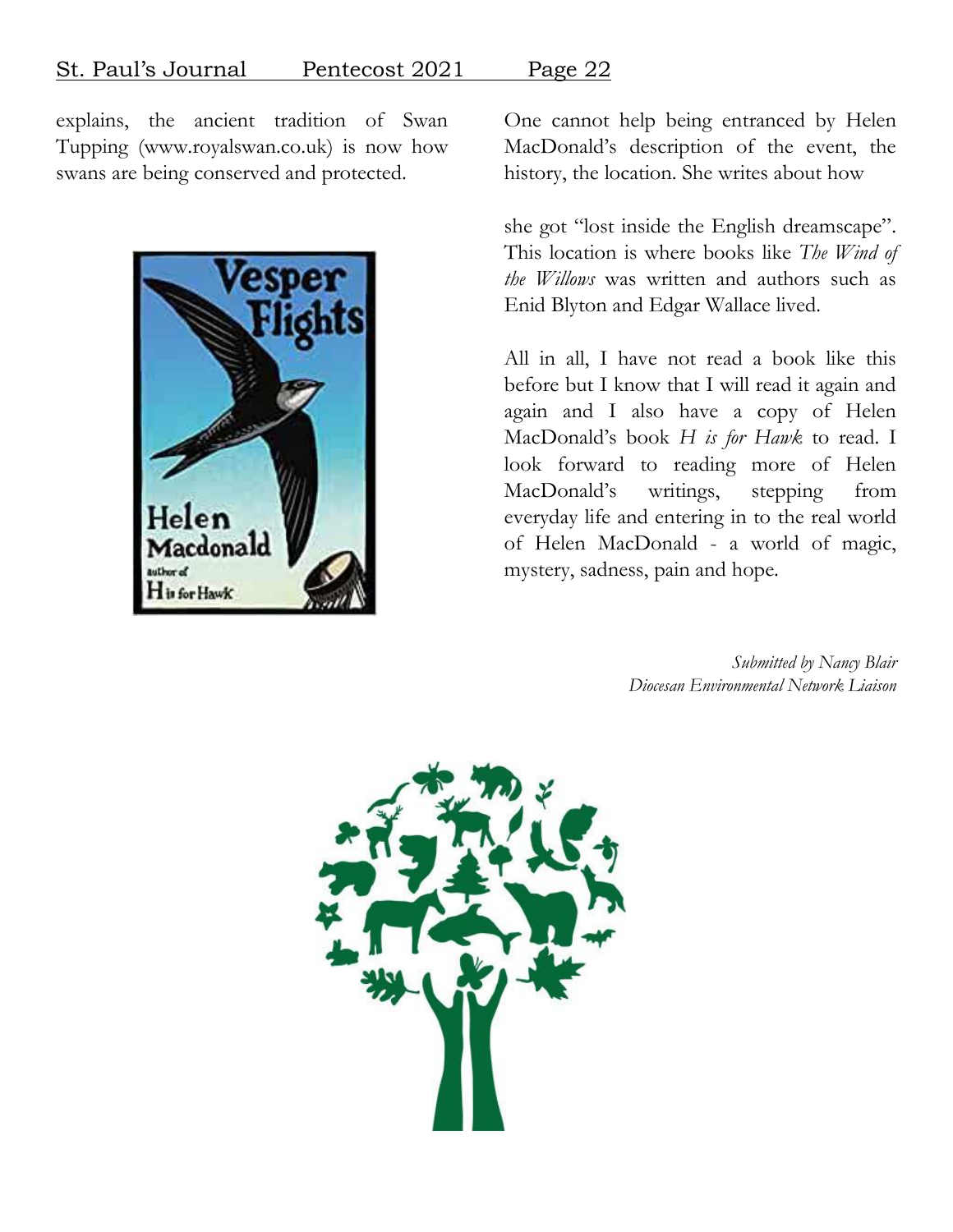explains, the ancient tradition of Swan Tupping (www.royalswan.co.uk) is now how swans are being conserved and protected.

One cannot help being entranced by Helen MacDonald's description of the event, the history, the location. She writes about how she got "lost inside the English dreamscape". This location is where books like *The Wind of the Willows* was written and authors such as Enid Blyton and Edgar Wallace lived.

All in all, I have not read a book like this before but I know that I will read it again and again and I also have a copy of Helen MacDonald's book *H is for Hawk* to read. I look forward to reading more of Helen MacDonald's writings, stepping from everyday life and entering in to the real world of Helen MacDonald - a world of magic, mystery, sadness, pain and hope.

*Submitted by Nancy Blair*
*Diocesan Environmental Network Liaison*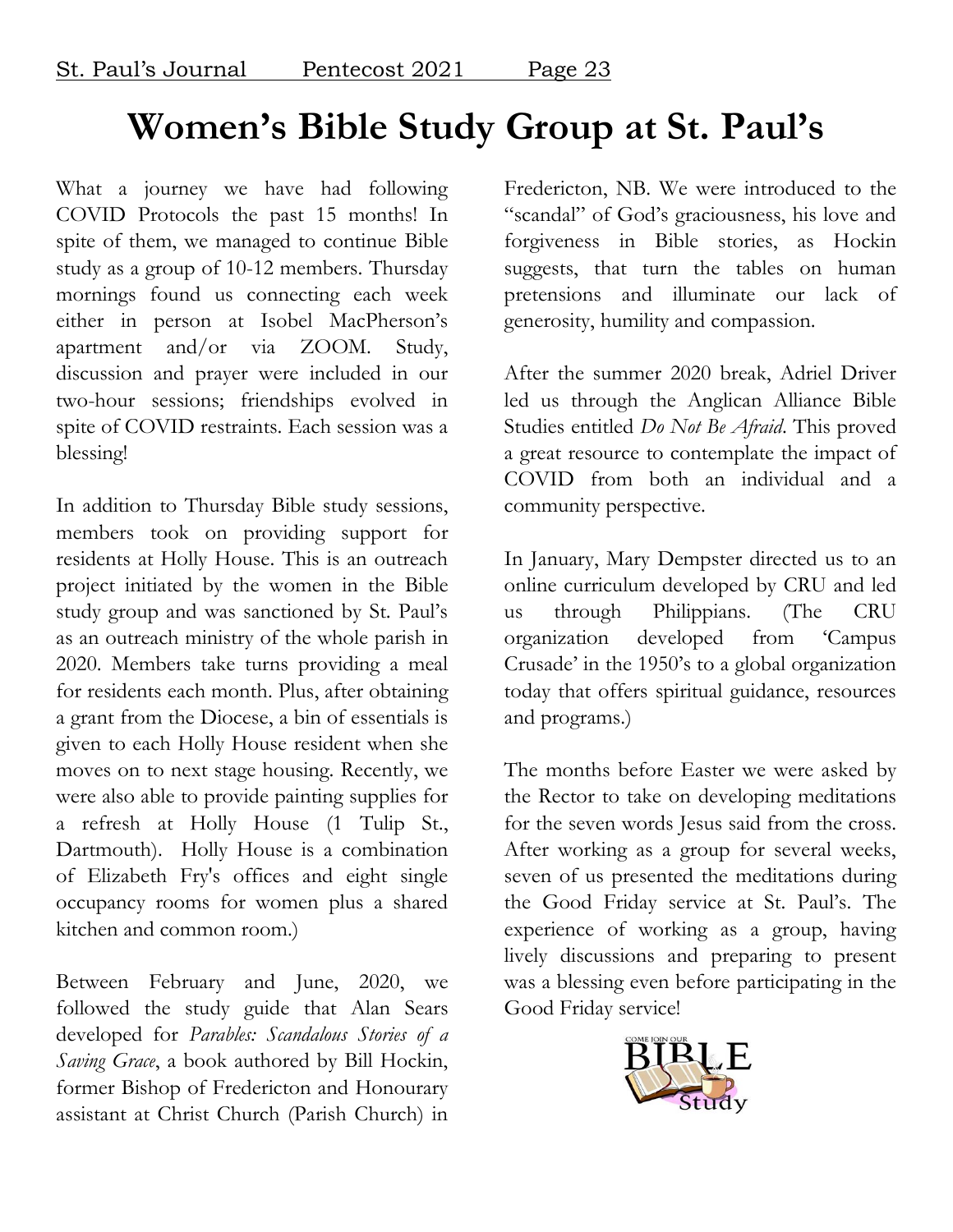# Women's Bible Study Group at St. Paul's

What a journey we have had following COVID Protocols the past 15 months! In spite of them, we managed to continue Bible study as a group of 10-12 members. Thursday mornings found us connecting each week either in person at Isobel MacPherson's apartment and/or via ZOOM. Study, discussion and prayer were included in our two-hour sessions; friendships evolved in spite of COVID restraints. Each session was a blessing!

In addition to Thursday Bible study sessions, members took on providing support for residents at Holly House. This is an outreach project initiated by the women in the Bible study group and was sanctioned by St. Paul's as an outreach ministry of the whole parish in 2020. Members take turns providing a meal for residents each month. Plus, after obtaining a grant from the Diocese, a bin of essentials is given to each Holly House resident when she moves on to next stage housing. Recently, we were also able to provide painting supplies for a refresh at Holly House (1 Tulip St., Dartmouth). Holly House is a combination of Elizabeth Fry's offices and eight single occupancy rooms for women plus a shared kitchen and common room.)

Between February and June, 2020, we followed the study guide that Alan Sears developed for *Parables: Scandalous Stories of a Saving Grace*, a book authored by Bill Hockin, former Bishop of Fredericton and Honourary assistant at Christ Church (Parish Church) in Fredericton, NB. We were introduced to the "scandal" of God's graciousness, his love and forgiveness in Bible stories, as Hockin suggests, that turn the tables on human pretensions and illuminate our lack of generosity, humility and compassion.

After the summer 2020 break, Adriel Driver led us through the Anglican Alliance Bible Studies entitled *Do Not Be Afraid*. This proved a great resource to contemplate the impact of COVID from both an individual and a community perspective.

In January, Mary Dempster directed us to an online curriculum developed by CRU and led us through Philippians. (The CRU organization developed from 'Campus Crusade' in the 1950's to a global organization today that offers spiritual guidance, resources and programs.)

The months before Easter we were asked by the Rector to take on developing meditations for the seven words Jesus said from the cross. After working as a group for several weeks, seven of us presented the meditations during the Good Friday service at St. Paul's. The experience of working as a group, having lively discussions and preparing to present was a blessing even before participating in the Good Friday service!

COME JOIN OUR BIBLE Study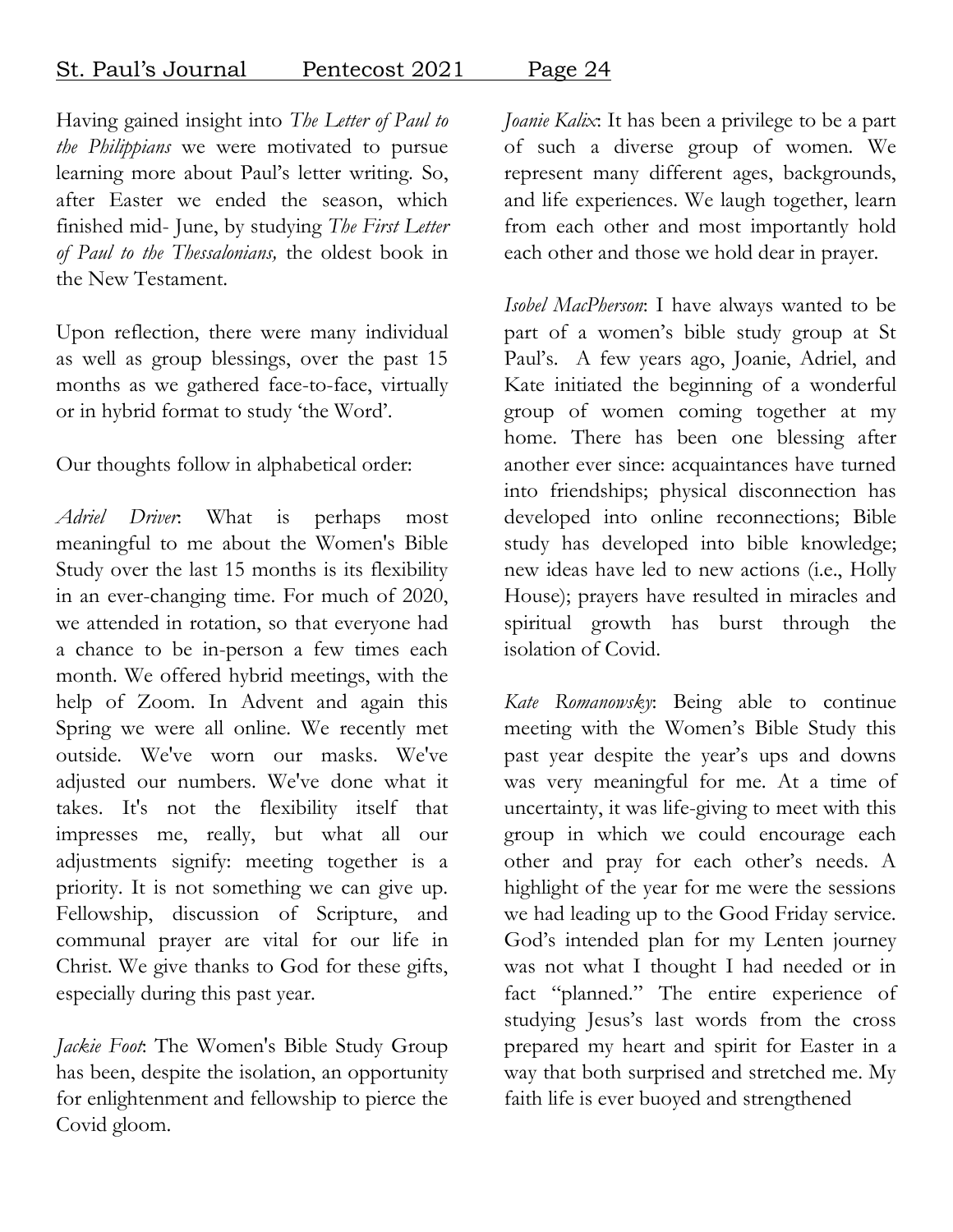Having gained insight into *The Letter of Paul to the Philippians* we were motivated to pursue learning more about Paul's letter writing. So, after Easter we ended the season, which finished mid- June, by studying *The First Letter of Paul to the Thessalonians,* the oldest book in the New Testament.

Upon reflection, there were many individual as well as group blessings, over the past 15 months as we gathered face-to-face, virtually or in hybrid format to study 'the Word'.

Our thoughts follow in alphabetical order:

*Adriel Driver*: What is perhaps most meaningful to me about the Women's Bible Study over the last 15 months is its flexibility in an ever-changing time. For much of 2020, we attended in rotation, so that everyone had a chance to be in-person a few times each month. We offered hybrid meetings, with the help of Zoom. In Advent and again this Spring we were all online. We recently met outside. We've worn our masks. We've adjusted our numbers. We've done what it takes. It's not the flexibility itself that impresses me, really, but what all our adjustments signify: meeting together is a priority. It is not something we can give up. Fellowship, discussion of Scripture, and communal prayer are vital for our life in Christ. We give thanks to God for these gifts, especially during this past year.

*Jackie Foot*: The Women's Bible Study Group has been, despite the isolation, an opportunity for enlightenment and fellowship to pierce the Covid gloom.

*Joanie Kalix*: It has been a privilege to be a part of such a diverse group of women. We represent many different ages, backgrounds, and life experiences. We laugh together, learn from each other and most importantly hold each other and those we hold dear in prayer.

*Isobel MacPherson*: I have always wanted to be part of a women's bible study group at St Paul's. A few years ago, Joanie, Adriel, and Kate initiated the beginning of a wonderful group of women coming together at my home. There has been one blessing after another ever since: acquaintances have turned into friendships; physical disconnection has developed into online reconnections; Bible study has developed into bible knowledge; new ideas have led to new actions (i.e., Holly House); prayers have resulted in miracles and spiritual growth has burst through the isolation of Covid.

*Kate Romanowsky*: Being able to continue meeting with the Women's Bible Study this past year despite the year's ups and downs was very meaningful for me. At a time of uncertainty, it was life-giving to meet with this group in which we could encourage each other and pray for each other's needs. A highlight of the year for me were the sessions we had leading up to the Good Friday service. God's intended plan for my Lenten journey was not what I thought I had needed or in fact "planned." The entire experience of studying Jesus's last words from the cross prepared my heart and spirit for Easter in a way that both surprised and stretched me. My faith life is ever buoyed and strengthened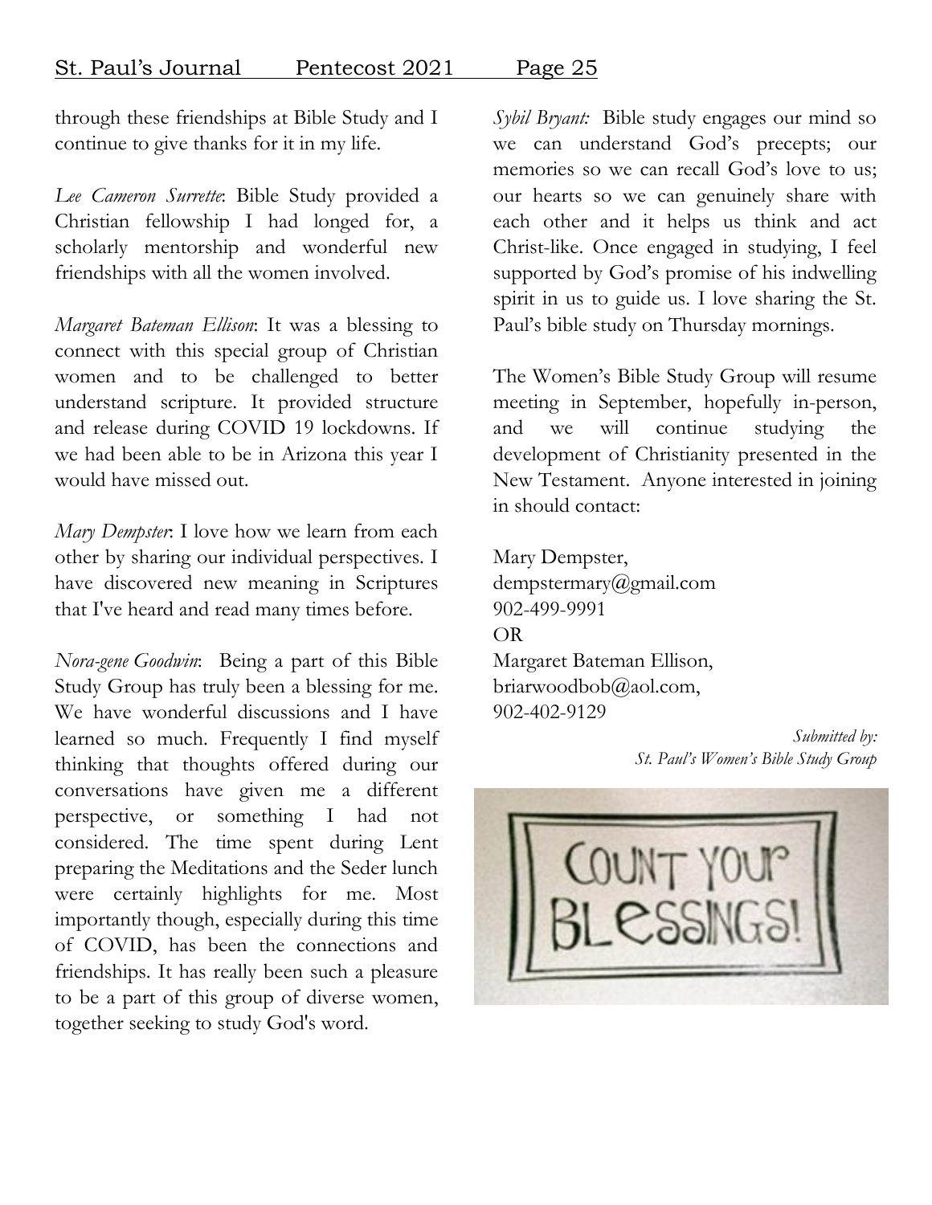through these friendships at Bible Study and I continue to give thanks for it in my life.

*Lee Cameron Surrette*: Bible Study provided a Christian fellowship I had longed for, a scholarly mentorship and wonderful new friendships with all the women involved.

*Margaret Bateman Ellison*: It was a blessing to connect with this special group of Christian women and to be challenged to better understand scripture. It provided structure and release during COVID 19 lockdowns. If we had been able to be in Arizona this year I would have missed out.

*Mary Dempster*: I love how we learn from each other by sharing our individual perspectives. I have discovered new meaning in Scriptures that I've heard and read many times before.

*Nora-gene Goodwin*: Being a part of this Bible Study Group has truly been a blessing for me. We have wonderful discussions and I have learned so much. Frequently I find myself thinking that thoughts offered during our conversations have given me a different perspective, or something I had not considered. The time spent during Lent preparing the Meditations and the Seder lunch were certainly highlights for me. Most importantly though, especially during this time of COVID, has been the connections and friendships. It has really been such a pleasure to be a part of this group of diverse women, together seeking to study God's word.

*Sybil Bryant:* Bible study engages our mind so we can understand God's precepts; our memories so we can recall God's love to us; our hearts so we can genuinely share with each other and it helps us think and act Christ-like. Once engaged in studying, I feel supported by God's promise of his indwelling spirit in us to guide us. I love sharing the St. Paul's bible study on Thursday mornings.

The Women's Bible Study Group will resume meeting in September, hopefully in-person, and we will continue studying the development of Christianity presented in the New Testament. Anyone interested in joining in should contact:

Mary Dempster,
dempstermary@gmail.com
902-499-9991
OR
Margaret Bateman Ellison,
briarwoodbob@aol.com,
902-402-9129

*Submitted by:*
*St. Paul's Women's Bible Study Group*

COUNT YOUR BLESSINGS!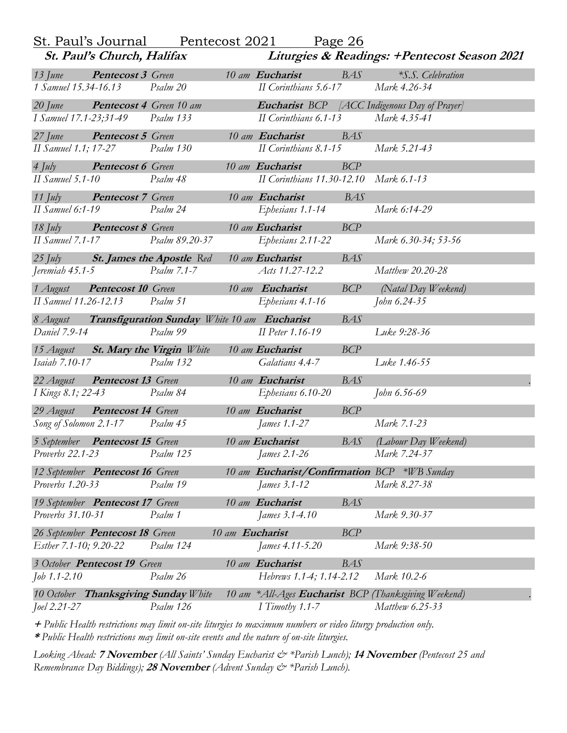**St. Paul's Church, Halifax** | **Liturgies & Readings: +Pentecost Season 2021**

| Date | Sunday / Colour | | Service | Rite | Note |
|---|---|---|---|---|---|
| *13 June* | ***Pentecost 3*** *Green* | | *10 am* ***Eucharist*** | *BAS* | *\*S.S. Celebration* |
| *1 Samuel 15.34-16.13* | *Psalm 20* | | *II Corinthians 5.6-17* | | *Mark 4.26-34* |
| *20 June* | ***Pentecost 4*** *Green 10 am* | | ***Eucharist*** *BCP* | | *[ACC Indigenous Day of Prayer]* |
| *I Samuel 17.1-23;31-49* | *Psalm 133* | | *II Corinthians 6.1-13* | | *Mark 4.35-41* |
| *27 June* | ***Pentecost 5*** *Green* | | *10 am* ***Eucharist*** | *BAS* | |
| *II Samuel 1.1; 17-27* | *Psalm 130* | | *II Corinthians 8.1-15* | | *Mark 5.21-43* |
| *4 July* | ***Pentecost 6*** *Green* | | *10 am* ***Eucharist*** | *BCP* | |
| *II Samuel 5.1-10* | *Psalm 48* | | *II Corinthians 11.30-12.10* | | *Mark 6.1-13* |
| *11 July* | ***Pentecost 7*** *Green* | | *10 am* ***Eucharist*** | *BAS* | |
| *II Samuel 6:1-19* | *Psalm 24* | | *Ephesians 1.1-14* | | *Mark 6:14-29* |
| *18 July* | ***Pentecost 8*** *Green* | | *10 am* ***Eucharist*** | *BCP* | |
| *II Samuel 7.1-17* | *Psalm 89.20-37* | | *Ephesians 2.11-22* | | *Mark 6.30-34; 53-56* |
| *25 July* | ***St. James the Apostle*** *Red* | | *10 am* ***Eucharist*** | *BAS* | |
| *Jeremiah 45.1-5* | *Psalm 7.1-7* | | *Acts 11.27-12.2* | | *Matthew 20.20-28* |
| *1 August* | ***Pentecost 10*** *Green* | | *10 am* ***Eucharist*** | *BCP* | *(Natal Day Weekend)* |
| *II Samuel 11.26-12.13* | *Psalm 51* | | *Ephesians 4.1-16* | | *John 6.24-35* |
| *8 August* | ***Transfiguration Sunday*** *White* | | *10 am* ***Eucharist*** | *BAS* | |
| *Daniel 7.9-14* | *Psalm 99* | | *II Peter 1.16-19* | | *Luke 9:28-36* |
| *15 August* | ***St. Mary the Virgin*** *White* | | *10 am* ***Eucharist*** | *BCP* | |
| *Isaiah 7.10-17* | *Psalm 132* | | *Galatians 4.4-7* | | *Luke 1.46-55* |
| *22 August* | ***Pentecost 13*** *Green* | | *10 am* ***Eucharist*** | *BAS* | |
| *I Kings 8.1; 22-43* | *Psalm 84* | | *Ephesians 6.10-20* | | *John 6.56-69* |
| *29 August* | ***Pentecost 14*** *Green* | | *10 am* ***Eucharist*** | *BCP* | |
| *Song of Solomon 2.1-17* | *Psalm 45* | | *James 1.1-27* | | *Mark 7.1-23* |
| *5 September* | ***Pentecost 15*** *Green* | | *10 am* ***Eucharist*** | *BAS* | *(Labour Day Weekend)* |
| *Proverbs 22.1-23* | *Psalm 125* | | *James 2.1-26* | | *Mark 7.24-37* |
| *12 September* | ***Pentecost 16*** *Green* | | *10 am* ***Eucharist/Confirmation*** | *BCP* | *\*WB Sunday* |
| *Proverbs 1.20-33* | *Psalm 19* | | *James 3.1-12* | | *Mark 8.27-38* |
| *19 September* | ***Pentecost 17*** *Green* | | *10 am* ***Eucharist*** | *BAS* | |
| *Proverbs 31.10-31* | *Psalm 1* | | *James 3.1-4.10* | | *Mark 9.30-37* |
| *26 September* | ***Pentecost 18*** *Green* | | *10 am* ***Eucharist*** | *BCP* | |
| *Esther 7.1-10; 9.20-22* | *Psalm 124* | | *James 4.11-5.20* | | *Mark 9:38-50* |
| *3 October* | ***Pentecost 19*** *Green* | | *10 am* ***Eucharist*** | *BAS* | |
| *Job 1.1-2.10* | *Psalm 26* | | *Hebrews 1.1-4; 1.14-2.12* | | *Mark 10.2-6* |
| *10 October* | ***Thanksgiving Sunday*** *White* | | *10 am \*All-Ages* ***Eucharist*** | *BCP* | *(Thanksgiving Weekend)* |
| *Joel 2.21-27* | *Psalm 126* | | *I Timothy 1.1-7* | | *Matthew 6.25-33* |

***+*** *Public Health restrictions may limit on-site liturgies to maximum numbers or video liturgy production only.*

***\**** *Public Health restrictions may limit on-site events and the nature of on-site liturgies.*

*Looking Ahead:* ***7 November*** *(All Saints' Sunday Eucharist & \*Parish Lunch);* ***14 November*** *(Pentecost 25 and Remembrance Day Biddings);* ***28 November*** *(Advent Sunday & \*Parish Lunch).*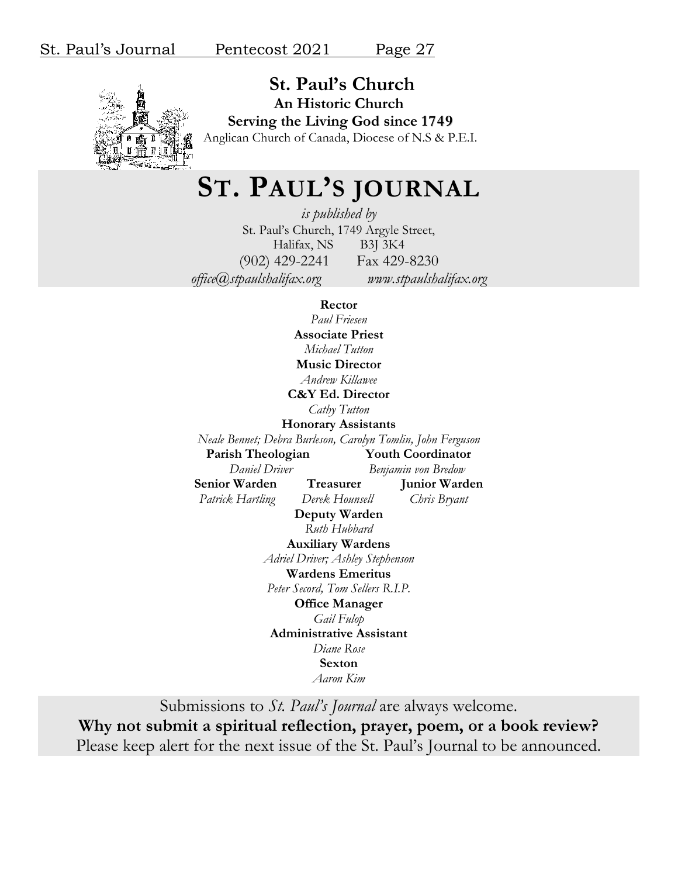**St. Paul's Church**
**An Historic Church**
**Serving the Living God since 1749**
Anglican Church of Canada, Diocese of N.S & P.E.I.

# ST. PAUL'S JOURNAL

*is published by*
St. Paul's Church, 1749 Argyle Street,
Halifax, NS B3J 3K4
(902) 429-2241 Fax 429-8230
*office@stpaulshalifax.org* *www.stpaulshalifax.org*

**Rector**
*Paul Friesen*

**Associate Priest**
*Michael Tutton*

**Music Director**
*Andrew Killawee*

**C&Y Ed. Director**
*Cathy Tutton*

**Honorary Assistants**
*Neale Bennet; Debra Burleson, Carolyn Tomlin, John Ferguson*

**Parish Theologian**
*Daniel Driver*

**Youth Coordinator**
*Benjamin von Bredow*

**Senior Warden**
*Patrick Hartling*

**Treasurer**
*Derek Hounsell*

**Junior Warden**
*Chris Bryant*

**Deputy Warden**
*Ruth Hubbard*

**Auxiliary Wardens**
*Adriel Driver; Ashley Stephenson*

**Wardens Emeritus**
*Peter Secord, Tom Sellers R.I.P.*

**Office Manager**
*Gail Fulop*

**Administrative Assistant**
*Diane Rose*

**Sexton**
*Aaron Kim*

Submissions to *St. Paul's Journal* are always welcome.
**Why not submit a spiritual reflection, prayer, poem, or a book review?**
Please keep alert for the next issue of the St. Paul's Journal to be announced.